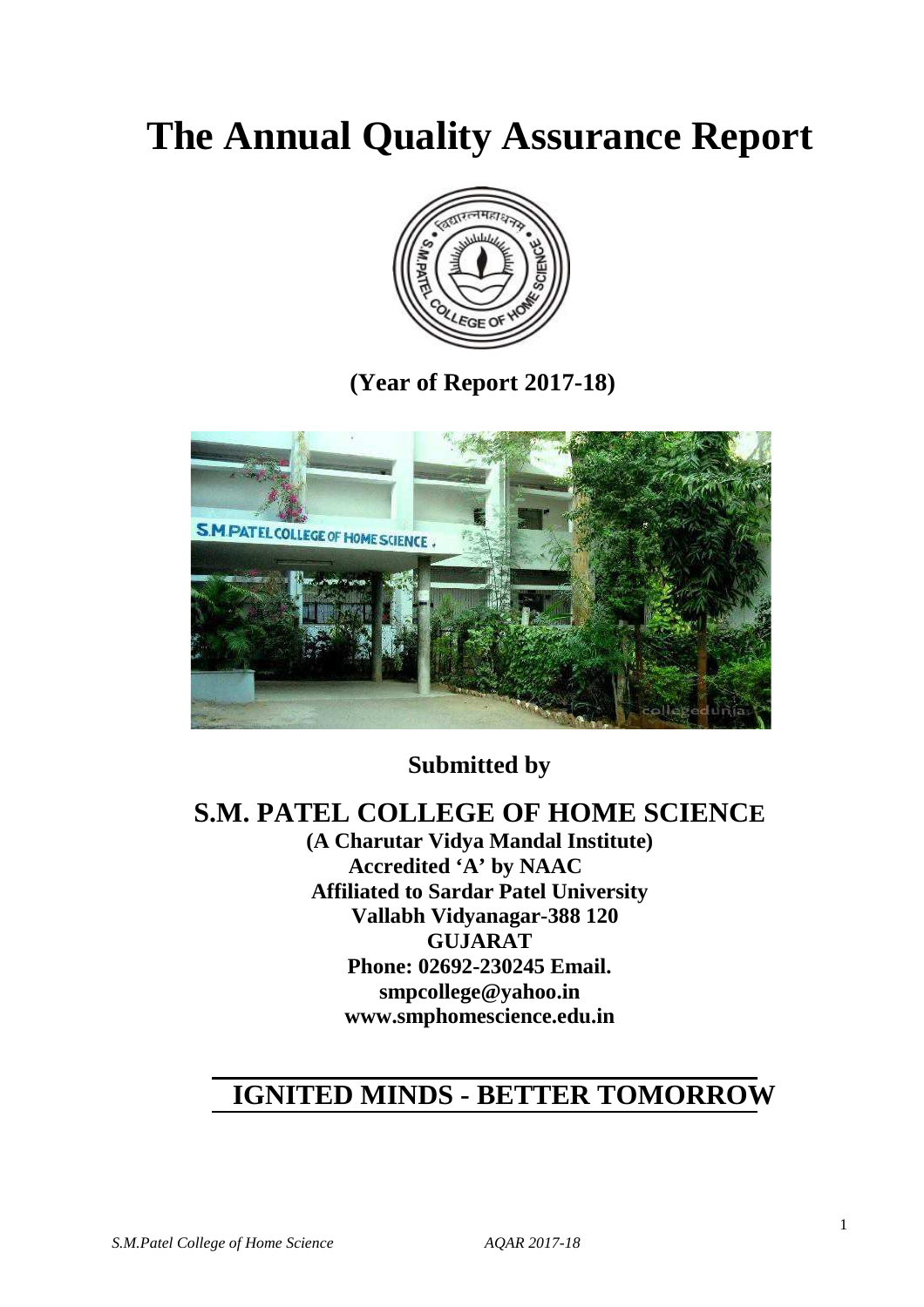# The Annual Quality Assurance Report

**(Year of Report 2017-18)**

**Submitted by**

## S.M. PATEL COLLEGE OF HOME SCIENCE

**(A Charutar Vidya Mandal Institute)**
**Accredited 'A' by NAAC**
**Affiliated to Sardar Patel University**
**Vallabh Vidyanagar-388 120**
**GUJARAT**
**Phone: 02692-230245 Email. smpcollege@yahoo.in**
**www.smphomescience.edu.in**

## IGNITED MINDS - BETTER TOMORROW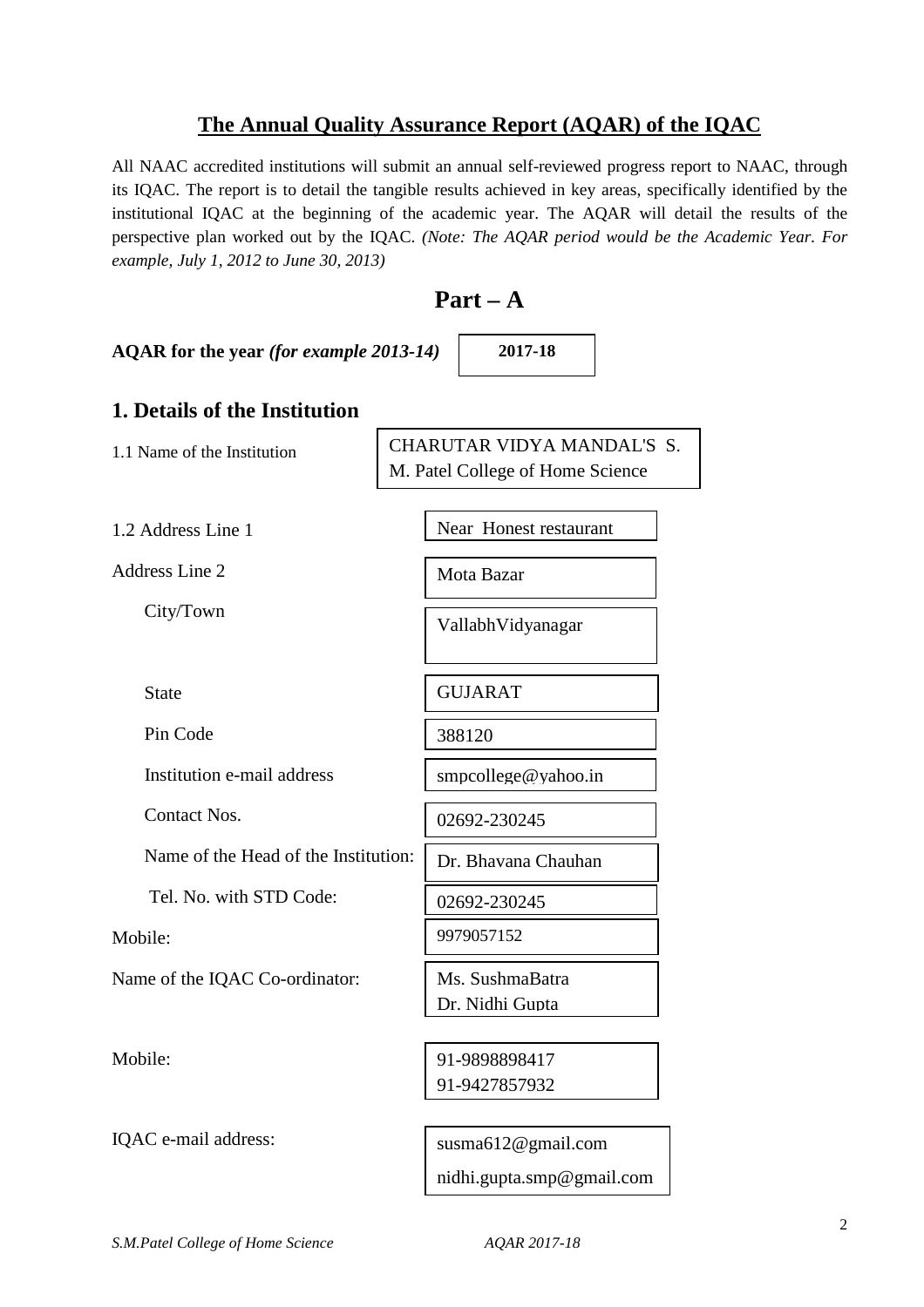## The Annual Quality Assurance Report (AQAR) of the IQAC

All NAAC accredited institutions will submit an annual self-reviewed progress report to NAAC, through its IQAC. The report is to detail the tangible results achieved in key areas, specifically identified by the institutional IQAC at the beginning of the academic year. The AQAR will detail the results of the perspective plan worked out by the IQAC. *(Note: The AQAR period would be the Academic Year. For example, July 1, 2012 to June 30, 2013)*

# Part – A

**AQAR for the year** ***(for example 2013-14)*** **2017-18**

## 1. Details of the Institution

| | |
|---|---|
| 1.1 Name of the Institution | CHARUTAR VIDYA MANDAL'S S. M. Patel College of Home Science |
| 1.2 Address Line 1 | Near Honest restaurant |
| Address Line 2 | Mota Bazar |
| City/Town | VallabhVidyanagar |
| State | GUJARAT |
| Pin Code | 388120 |
| Institution e-mail address | smpcollege@yahoo.in |
| Contact Nos. | 02692-230245 |
| Name of the Head of the Institution: | Dr. Bhavana Chauhan |
| Tel. No. with STD Code: | 02692-230245 |
| Mobile: | 9979057152 |
| Name of the IQAC Co-ordinator: | Ms. SushmaBatra<br>Dr. Nidhi Gupta |
| Mobile: | 91-9898898417<br>91-9427857932 |
| IQAC e-mail address: | susma612@gmail.com<br>nidhi.gupta.smp@gmail.com |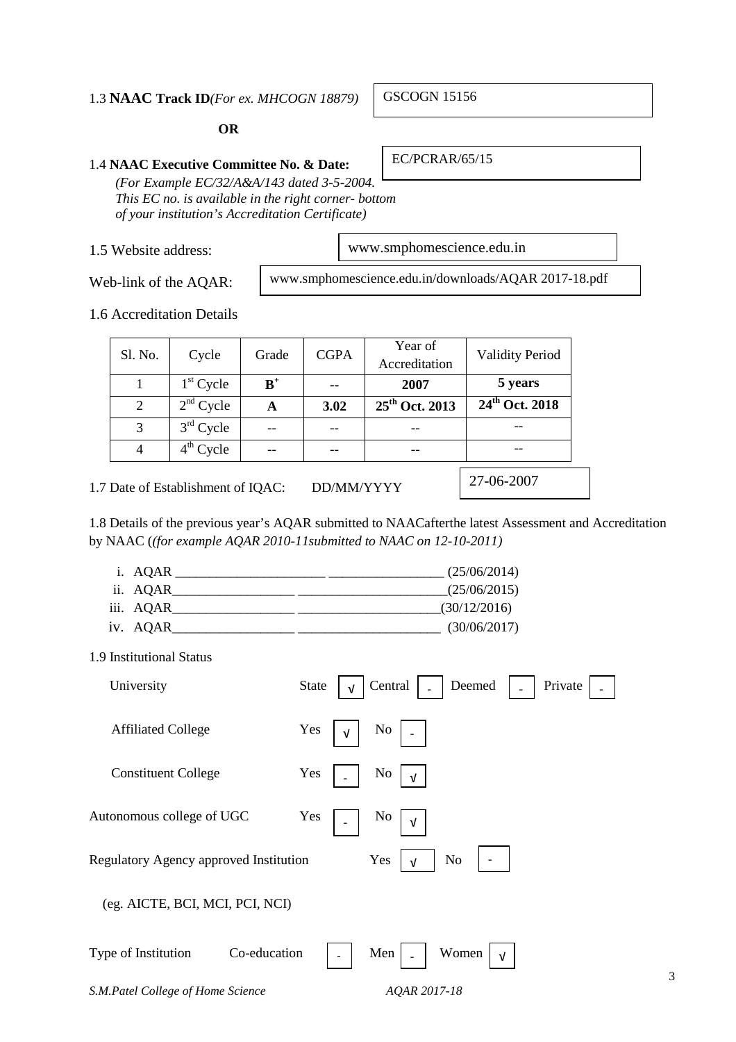1.3 **NAAC Track ID**_(For ex. MHCOGN 18879)_ GSCOGN 15156

**OR**

1.4 **NAAC Executive Committee No. & Date:** EC/PCRAR/65/15

_(For Example EC/32/A&A/143 dated 3-5-2004. This EC no. is available in the right corner- bottom of your institution's Accreditation Certificate)_

1.5 Website address: www.smphomescience.edu.in

Web-link of the AQAR: www.smphomescience.edu.in/downloads/AQAR 2017-18.pdf

1.6 Accreditation Details

| Sl. No. | Cycle | Grade | CGPA | Year of Accreditation | Validity Period |
|---|---|---|---|---|---|
| 1 | 1st Cycle | **B+** | **--** | **2007** | **5 years** |
| 2 | 2nd Cycle | **A** | **3.02** | **25th Oct. 2013** | **24th Oct. 2018** |
| 3 | 3rd Cycle | -- | -- | -- | -- |
| 4 | 4th Cycle | -- | -- | -- | -- |

1.7 Date of Establishment of IQAC: DD/MM/YYYY 27-06-2007

1.8 Details of the previous year's AQAR submitted to NAACafterthe latest Assessment and Accreditation by NAAC (_(for example AQAR 2010-11submitted to NAAC on 12-10-2011)_

i. AQAR ______________________ _________________ (25/06/2014)
ii. AQAR__________________ ______________________(25/06/2015)
iii. AQAR__________________ _____________________(30/12/2016)
iv. AQAR__________________ _____________________ (30/06/2017)

1.9 Institutional Status

University State √ Central - Deemed - Private -

Affiliated College Yes √ No -

Constituent College Yes - No √

Autonomous college of UGC Yes - No √

Regulatory Agency approved Institution Yes √ No -

(eg. AICTE, BCI, MCI, PCI, NCI)

Type of Institution Co-education - Men - Women √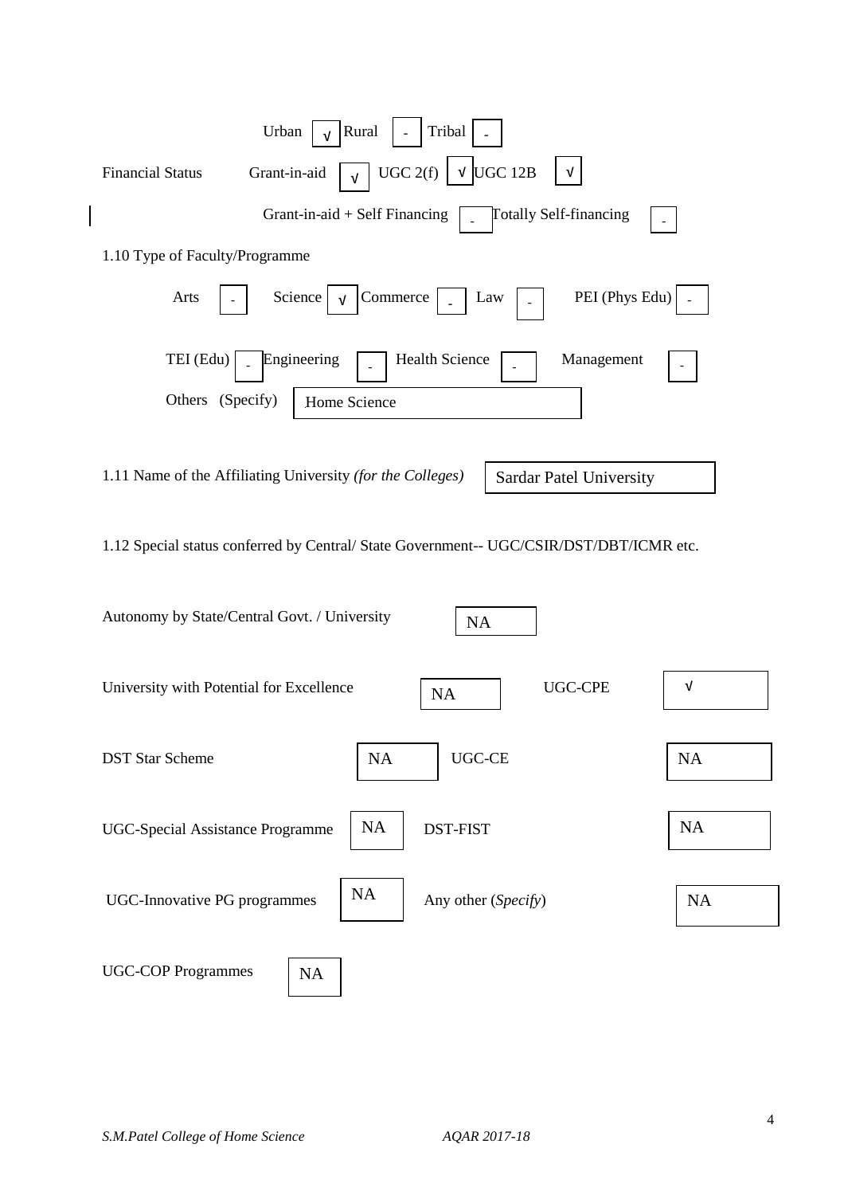| | | | | | | | |
|---|---|---|---|---|---|---|---|
| | Urban | √ | Rural | - | Tribal | - | |
| Financial Status | Grant-in-aid | √ | UGC 2(f) | √ | UGC 12B | √ | |
| | Grant-in-aid + Self Financing | - | Totally Self-financing | - | | | |

1.10 Type of Faculty/Programme

| | | | | | | | | | |
|---|---|---|---|---|---|---|---|---|---|
| Arts | - | Science | √ | Commerce | - | Law | - | PEI (Phys Edu) | - |
| TEI (Edu) | - | Engineering | - | Health Science | - | Management | - | | |

Others (Specify) Home Science

1.11 Name of the Affiliating University *(for the Colleges)* Sardar Patel University

1.12 Special status conferred by Central/ State Government-- UGC/CSIR/DST/DBT/ICMR etc.

| | | | |
|---|---|---|---|
| Autonomy by State/Central Govt. / University | NA | | |
| University with Potential for Excellence | NA | UGC-CPE | √ |
| DST Star Scheme | NA | UGC-CE | NA |
| UGC-Special Assistance Programme | NA | DST-FIST | NA |
| UGC-Innovative PG programmes | NA | Any other (*Specify*) | NA |
| UGC-COP Programmes | NA | | |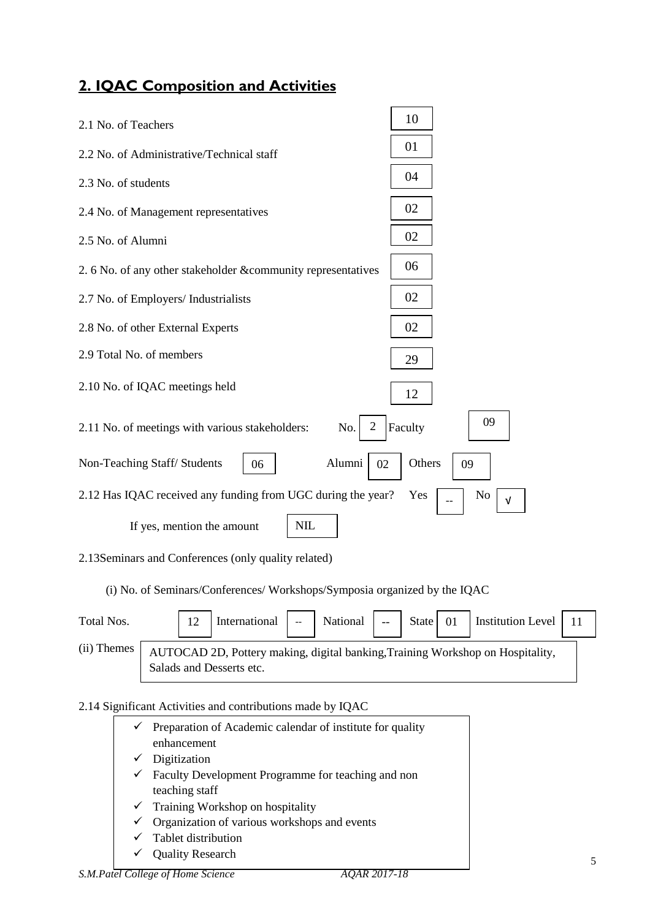## 2. IQAC Composition and Activities

| | |
|---|---|
| 2.1 No. of Teachers | 10 |
| 2.2 No. of Administrative/Technical staff | 01 |
| 2.3 No. of students | 04 |
| 2.4 No. of Management representatives | 02 |
| 2.5 No. of Alumni | 02 |
| 2. 6 No. of any other stakeholder &community representatives | 06 |
| 2.7 No. of Employers/ Industrialists | 02 |
| 2.8 No. of other External Experts | 02 |
| 2.9 Total No. of members | 29 |
| 2.10 No. of IQAC meetings held | 12 |

2.11 No. of meetings with various stakeholders: No. 2 Faculty 09

Non-Teaching Staff/ Students 06 Alumni 02 Others 09

2.12 Has IQAC received any funding from UGC during the year? Yes -- No √

If yes, mention the amount NIL

2.13Seminars and Conferences (only quality related)

(i) No. of Seminars/Conferences/ Workshops/Symposia organized by the IQAC

| Total Nos. | International | National | State | Institution Level |
|---|---|---|---|---|
| 12 | -- | -- | 01 | 11 |

(ii) Themes: AUTOCAD 2D, Pottery making, digital banking,Training Workshop on Hospitality, Salads and Desserts etc.

2.14 Significant Activities and contributions made by IQAC

- ✓ Preparation of Academic calendar of institute for quality enhancement
- ✓ Digitization
- ✓ Faculty Development Programme for teaching and non teaching staff
- ✓ Training Workshop on hospitality
- ✓ Organization of various workshops and events
- ✓ Tablet distribution
- ✓ Quality Research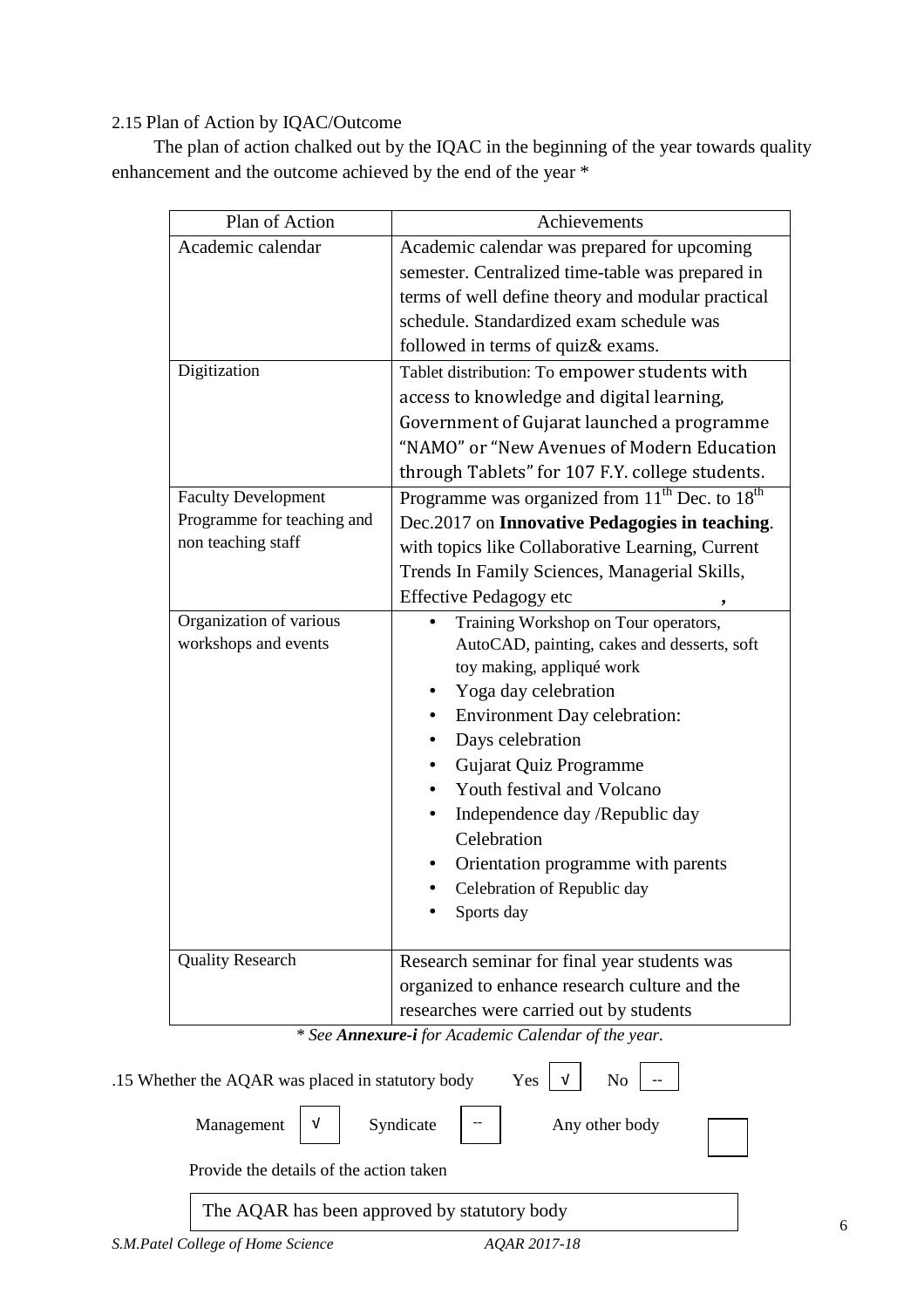2.15 Plan of Action by IQAC/Outcome

The plan of action chalked out by the IQAC in the beginning of the year towards quality enhancement and the outcome achieved by the end of the year *

| Plan of Action | Achievements |
|---|---|
| Academic calendar | Academic calendar was prepared for upcoming semester. Centralized time-table was prepared in terms of well define theory and modular practical schedule. Standardized exam schedule was followed in terms of quiz& exams. |
| Digitization | Tablet distribution: To empower students with access to knowledge and digital learning, Government of Gujarat launched a programme "NAMO" or "New Avenues of Modern Education through Tablets" for 107 F.Y. college students. |
| Faculty Development Programme for teaching and non teaching staff | Programme was organized from 11th Dec. to 18th Dec.2017 on **Innovative Pedagogies in teaching**. with topics like Collaborative Learning, Current Trends In Family Sciences, Managerial Skills, Effective Pedagogy etc , |
| Organization of various workshops and events | • Training Workshop on Tour operators, AutoCAD, painting, cakes and desserts, soft toy making, appliqué work<br>• Yoga day celebration<br>• Environment Day celebration:<br>• Days celebration<br>• Gujarat Quiz Programme<br>• Youth festival and Volcano<br>• Independence day /Republic day Celebration<br>• Orientation programme with parents<br>• Celebration of Republic day<br>• Sports day |
| Quality Research | Research seminar for final year students was organized to enhance research culture and the researches were carried out by students |

*\* See **Annexure-i** for Academic Calendar of the year.*

.15 Whether the AQAR was placed in statutory body Yes [√] No [--]

Management [√] Syndicate [--] Any other body [ ]

Provide the details of the action taken

The AQAR has been approved by statutory body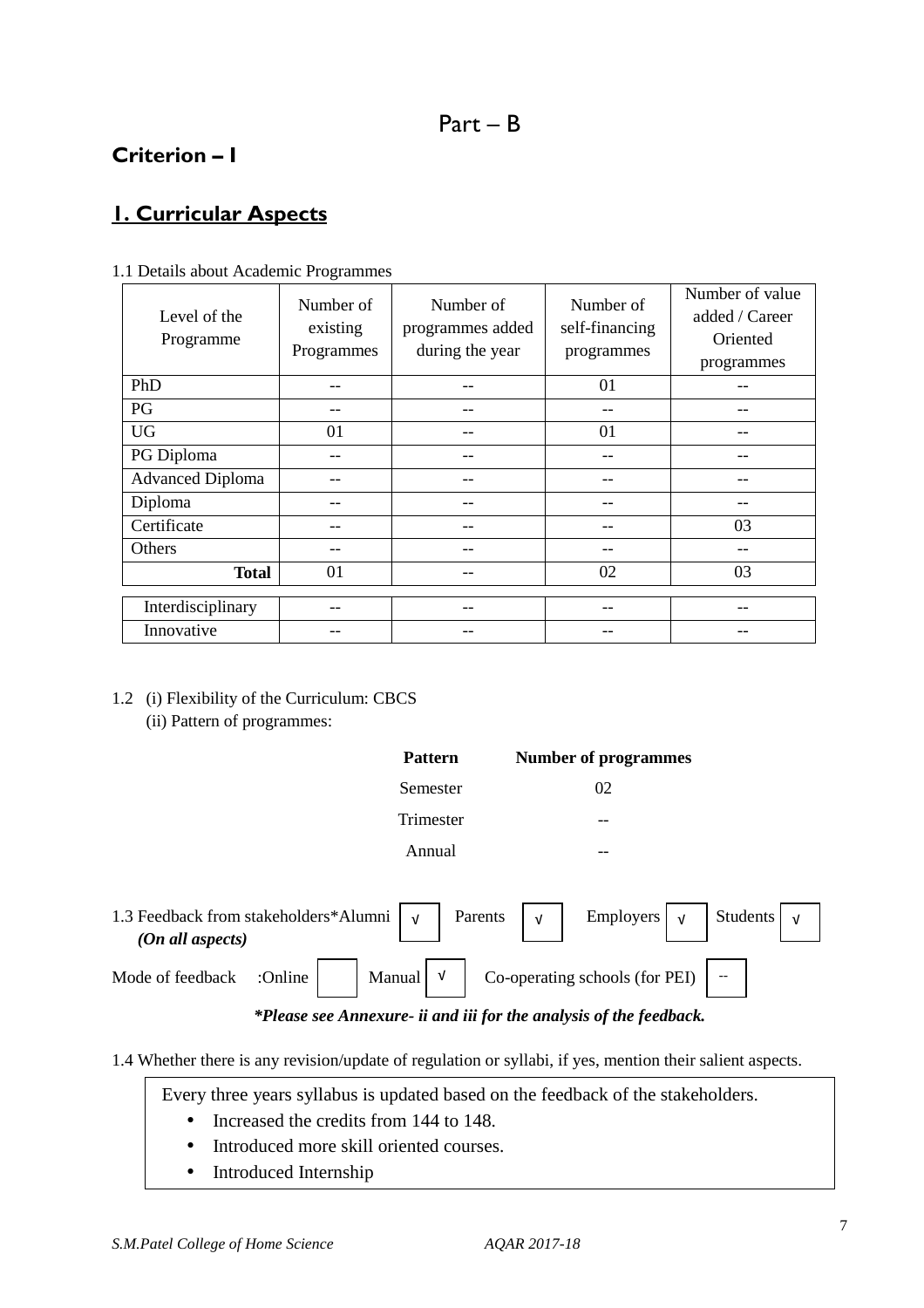# Part – B

## Criterion – I

## 1. Curricular Aspects

1.1 Details about Academic Programmes

| Level of the Programme | Number of existing Programmes | Number of programmes added during the year | Number of self-financing programmes | Number of value added / Career Oriented programmes |
|---|---|---|---|---|
| PhD | -- | -- | 01 | -- |
| PG | -- | -- | -- | -- |
| UG | 01 | -- | 01 | -- |
| PG Diploma | -- | -- | -- | -- |
| Advanced Diploma | -- | -- | -- | -- |
| Diploma | -- | -- | -- | -- |
| Certificate | -- | -- | -- | 03 |
| Others | -- | -- | -- | -- |
| **Total** | 01 | -- | 02 | 03 |
| Interdisciplinary | -- | -- | -- | -- |
| Innovative | -- | -- | -- | -- |

1.2 (i) Flexibility of the Curriculum: CBCS

(ii) Pattern of programmes:

| Pattern | Number of programmes |
|---|---|
| Semester | 02 |
| Trimester | -- |
| Annual | -- |

1.3 Feedback from stakeholders* Alumni √ Parents √ Employers √ Students √
*(On all aspects)*

Mode of feedback :Online  Manual √ Co-operating schools (for PEI) --

***Please see Annexure- ii and iii for the analysis of the feedback.***

1.4 Whether there is any revision/update of regulation or syllabi, if yes, mention their salient aspects.

Every three years syllabus is updated based on the feedback of the stakeholders.

- Increased the credits from 144 to 148.
- Introduced more skill oriented courses.
- Introduced Internship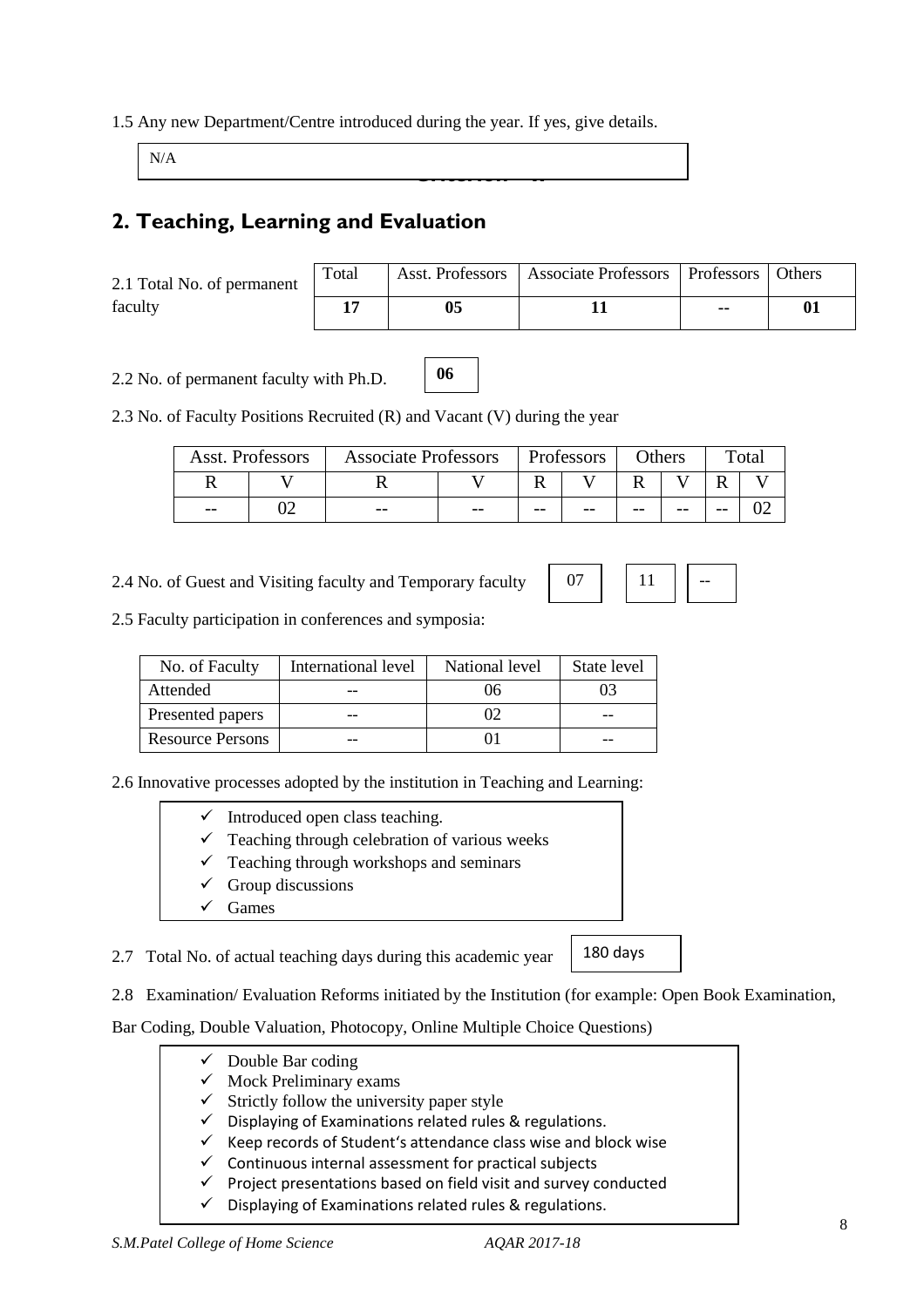1.5 Any new Department/Centre introduced during the year. If yes, give details.

N/A

## 2. Teaching, Learning and Evaluation

2.1 Total No. of permanent faculty

| Total | Asst. Professors | Associate Professors | Professors | Others |
|---|---|---|---|---|
| **17** | **05** | **11** | **--** | **01** |

2.2 No. of permanent faculty with Ph.D. **06**

2.3 No. of Faculty Positions Recruited (R) and Vacant (V) during the year

| Asst. Professors | | Associate Professors | | Professors | | Others | | Total | |
|---|---|---|---|---|---|---|---|---|---|
| R | V | R | V | R | V | R | V | R | V |
| -- | 02 | -- | -- | -- | -- | -- | -- | -- | 02 |

2.4 No. of Guest and Visiting faculty and Temporary faculty 07 | 11 | --

2.5 Faculty participation in conferences and symposia:

| No. of Faculty | International level | National level | State level |
|---|---|---|---|
| Attended | -- | 06 | 03 |
| Presented papers | -- | 02 | -- |
| Resource Persons | -- | 01 | -- |

2.6 Innovative processes adopted by the institution in Teaching and Learning:

- ✓ Introduced open class teaching.
- ✓ Teaching through celebration of various weeks
- ✓ Teaching through workshops and seminars
- ✓ Group discussions
- ✓ Games

2.7 Total No. of actual teaching days during this academic year 180 days

2.8 Examination/ Evaluation Reforms initiated by the Institution (for example: Open Book Examination, Bar Coding, Double Valuation, Photocopy, Online Multiple Choice Questions)

- ✓ Double Bar coding
- ✓ Mock Preliminary exams
- ✓ Strictly follow the university paper style
- ✓ Displaying of Examinations related rules & regulations.
- ✓ Keep records of Student's attendance class wise and block wise
- ✓ Continuous internal assessment for practical subjects
- ✓ Project presentations based on field visit and survey conducted
- ✓ Displaying of Examinations related rules & regulations.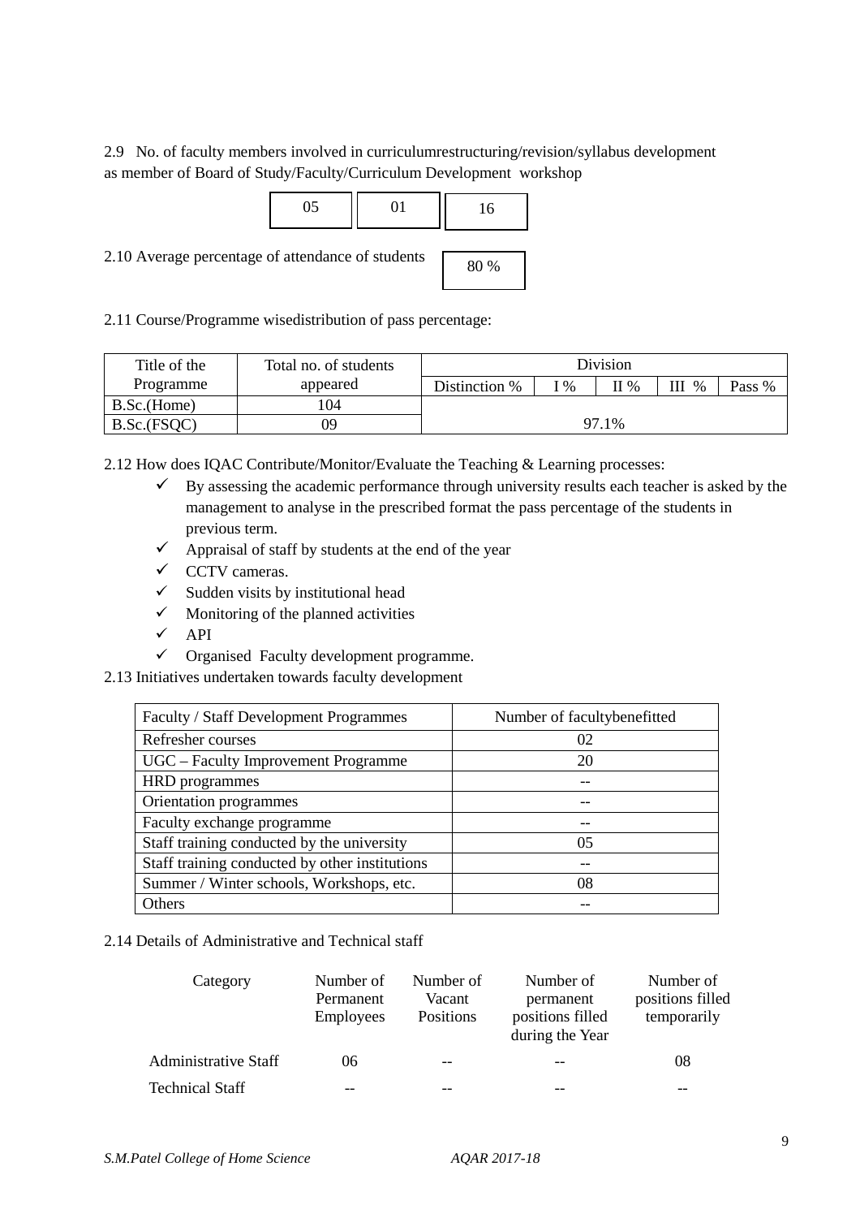2.9 No. of faculty members involved in curriculumrestructuring/revision/syllabus development as member of Board of Study/Faculty/Curriculum Development workshop

| 05 | 01 | 16 |
|---|---|---|

2.10 Average percentage of attendance of students: 80 %

2.11 Course/Programme wisedistribution of pass percentage:

| Title of the Programme | Total no. of students appeared | Division | | | | |
|---|---|---|---|---|---|---|
| | | Distinction % | I % | II % | III % | Pass % |
| B.Sc.(Home) | 104 | 97.1% | | | | |
| B.Sc.(FSQC) | 09 | | | | | |

2.12 How does IQAC Contribute/Monitor/Evaluate the Teaching & Learning processes:

- ✓ By assessing the academic performance through university results each teacher is asked by the management to analyse in the prescribed format the pass percentage of the students in previous term.
- ✓ Appraisal of staff by students at the end of the year
- ✓ CCTV cameras.
- ✓ Sudden visits by institutional head
- ✓ Monitoring of the planned activities
- ✓ API
- ✓ Organised Faculty development programme.

2.13 Initiatives undertaken towards faculty development

| Faculty / Staff Development Programmes | Number of facultybenefitted |
|---|---|
| Refresher courses | 02 |
| UGC – Faculty Improvement Programme | 20 |
| HRD programmes | -- |
| Orientation programmes | -- |
| Faculty exchange programme | -- |
| Staff training conducted by the university | 05 |
| Staff training conducted by other institutions | -- |
| Summer / Winter schools, Workshops, etc. | 08 |
| Others | -- |

2.14 Details of Administrative and Technical staff

| Category | Number of Permanent Employees | Number of Vacant Positions | Number of permanent positions filled during the Year | Number of positions filled temporarily |
|---|---|---|---|---|
| Administrative Staff | 06 | -- | -- | 08 |
| Technical Staff | -- | -- | -- | -- |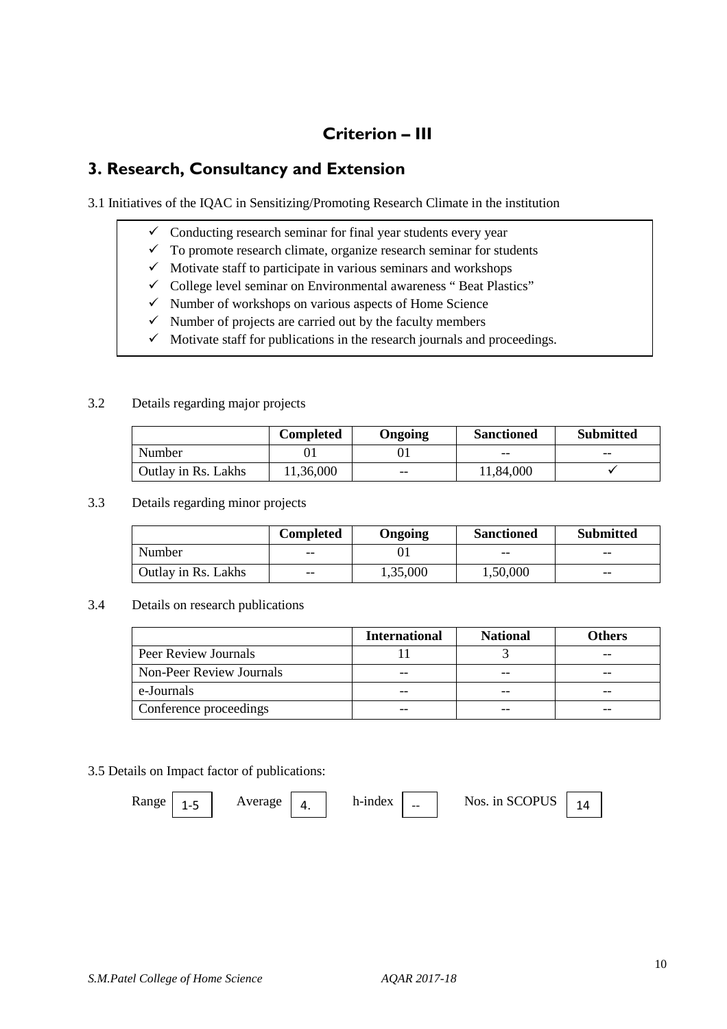# Criterion – III

## 3. Research, Consultancy and Extension

3.1 Initiatives of the IQAC in Sensitizing/Promoting Research Climate in the institution

- ✓ Conducting research seminar for final year students every year
- ✓ To promote research climate, organize research seminar for students
- ✓ Motivate staff to participate in various seminars and workshops
- ✓ College level seminar on Environmental awareness " Beat Plastics"
- ✓ Number of workshops on various aspects of Home Science
- ✓ Number of projects are carried out by the faculty members
- ✓ Motivate staff for publications in the research journals and proceedings.

3.2 Details regarding major projects

| | Completed | Ongoing | Sanctioned | Submitted |
|---|---|---|---|---|
| Number | 01 | 01 | -- | -- |
| Outlay in Rs. Lakhs | 11,36,000 | -- | 11,84,000 | ✓ |

3.3 Details regarding minor projects

| | Completed | Ongoing | Sanctioned | Submitted |
|---|---|---|---|---|
| Number | -- | 01 | -- | -- |
| Outlay in Rs. Lakhs | -- | 1,35,000 | 1,50,000 | -- |

3.4 Details on research publications

| | International | National | Others |
|---|---|---|---|
| Peer Review Journals | 11 | 3 | -- |
| Non-Peer Review Journals | -- | -- | -- |
| e-Journals | -- | -- | -- |
| Conference proceedings | -- | -- | -- |

3.5 Details on Impact factor of publications:

Range 1-5 Average 4. h-index -- Nos. in SCOPUS 14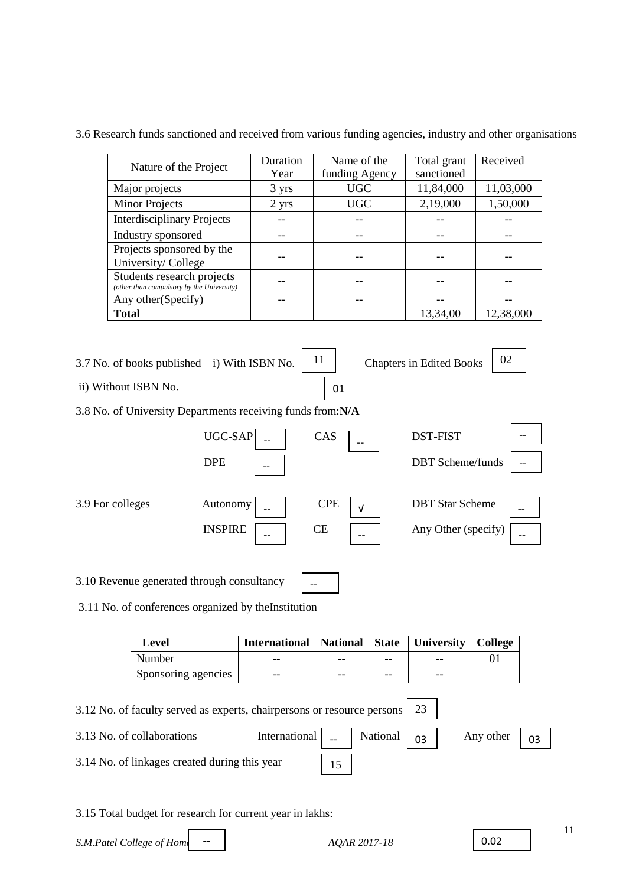3.6 Research funds sanctioned and received from various funding agencies, industry and other organisations

| Nature of the Project | Duration Year | Name of the funding Agency | Total grant sanctioned | Received |
|---|---|---|---|---|
| Major projects | 3 yrs | UGC | 11,84,000 | 11,03,000 |
| Minor Projects | 2 yrs | UGC | 2,19,000 | 1,50,000 |
| Interdisciplinary Projects | -- | -- | -- | -- |
| Industry sponsored | -- | -- | -- | -- |
| Projects sponsored by the University/ College | -- | -- | -- | -- |
| Students research projects *(other than compulsory by the University)* | -- | -- | -- | -- |
| Any other(Specify) | -- | -- | -- | -- |
| **Total** | | | 13,34,00 | 12,38,000 |

3.7 No. of books published i) With ISBN No. 11 Chapters in Edited Books 02

ii) Without ISBN No. 01

3.8 No. of University Departments receiving funds from:**N/A**

UGC-SAP -- CAS -- DST-FIST --

DPE -- DBT Scheme/funds --

3.9 For colleges Autonomy -- CPE √ DBT Star Scheme --

INSPIRE -- CE -- Any Other (specify) --

3.10 Revenue generated through consultancy --

3.11 No. of conferences organized by theInstitution

| Level | International | National | State | University | College |
|---|---|---|---|---|---|
| Number | -- | -- | -- | -- | 01 |
| Sponsoring agencies | -- | -- | -- | -- | |

3.12 No. of faculty served as experts, chairpersons or resource persons 23

3.13 No. of collaborations International -- National 03 Any other 03

3.14 No. of linkages created during this year 15

3.15 Total budget for research for current year in lakhs:

-- 0.02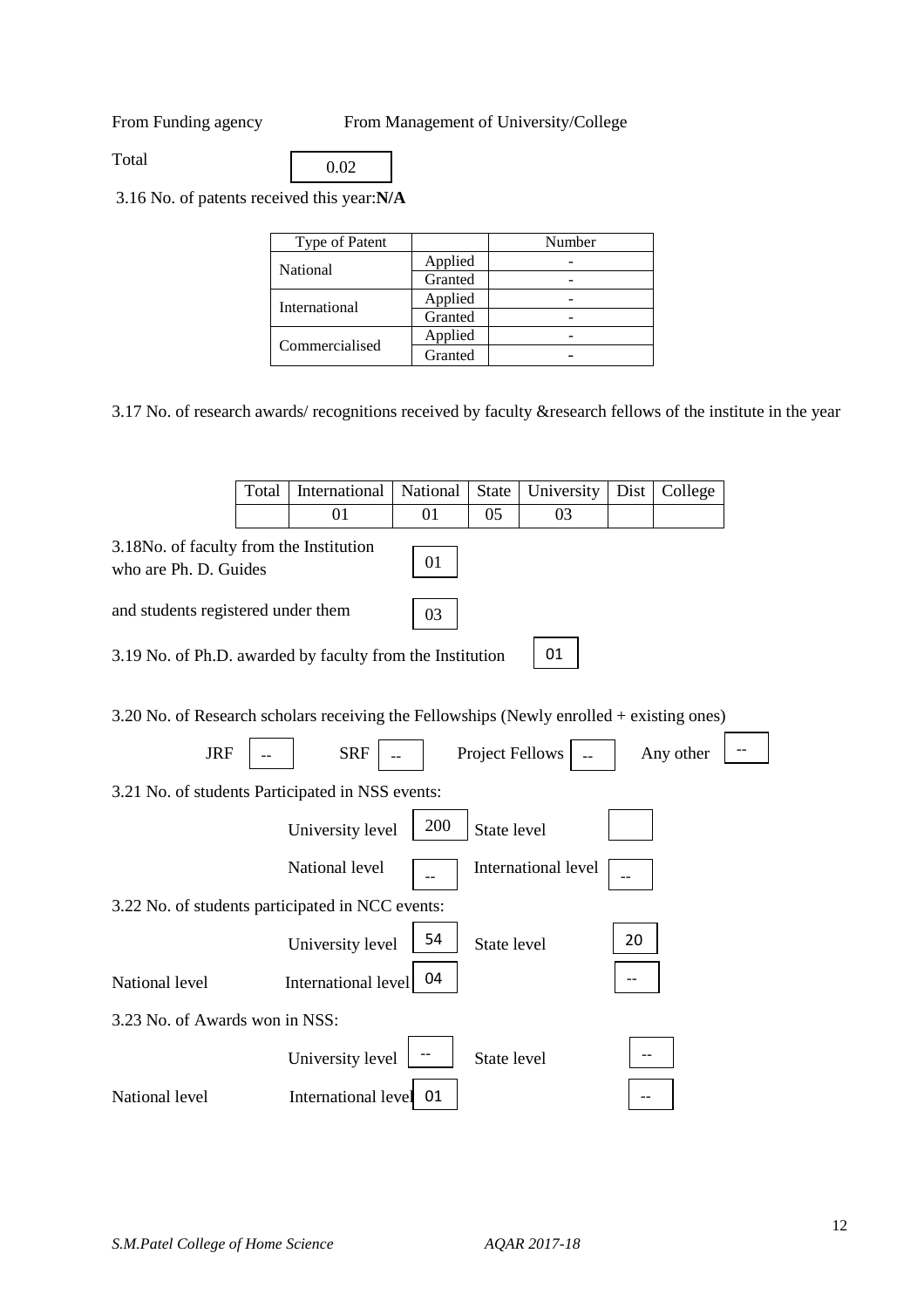From Funding agency From Management of University/College

Total 0.02

3.16 No. of patents received this year:**N/A**

| Type of Patent | | Number |
|---|---|---|
| National | Applied | - |
| | Granted | - |
| International | Applied | - |
| | Granted | - |
| Commercialised | Applied | - |
| | Granted | - |

3.17 No. of research awards/ recognitions received by faculty &research fellows of the institute in the year

| Total | International | National | State | University | Dist | College |
|---|---|---|---|---|---|---|
| | 01 | 01 | 05 | 03 | | |

3.18No. of faculty from the Institution who are Ph. D. Guides 01

and students registered under them 03

3.19 No. of Ph.D. awarded by faculty from the Institution 01

3.20 No. of Research scholars receiving the Fellowships (Newly enrolled + existing ones)

JRF -- SRF -- Project Fellows -- Any other --

3.21 No. of students Participated in NSS events:

University level 200 State level

National level -- International level --

3.22 No. of students participated in NCC events:

University level 54 State level 20

National level International level 04 --

3.23 No. of Awards won in NSS:

University level -- State level --

National level International level 01 --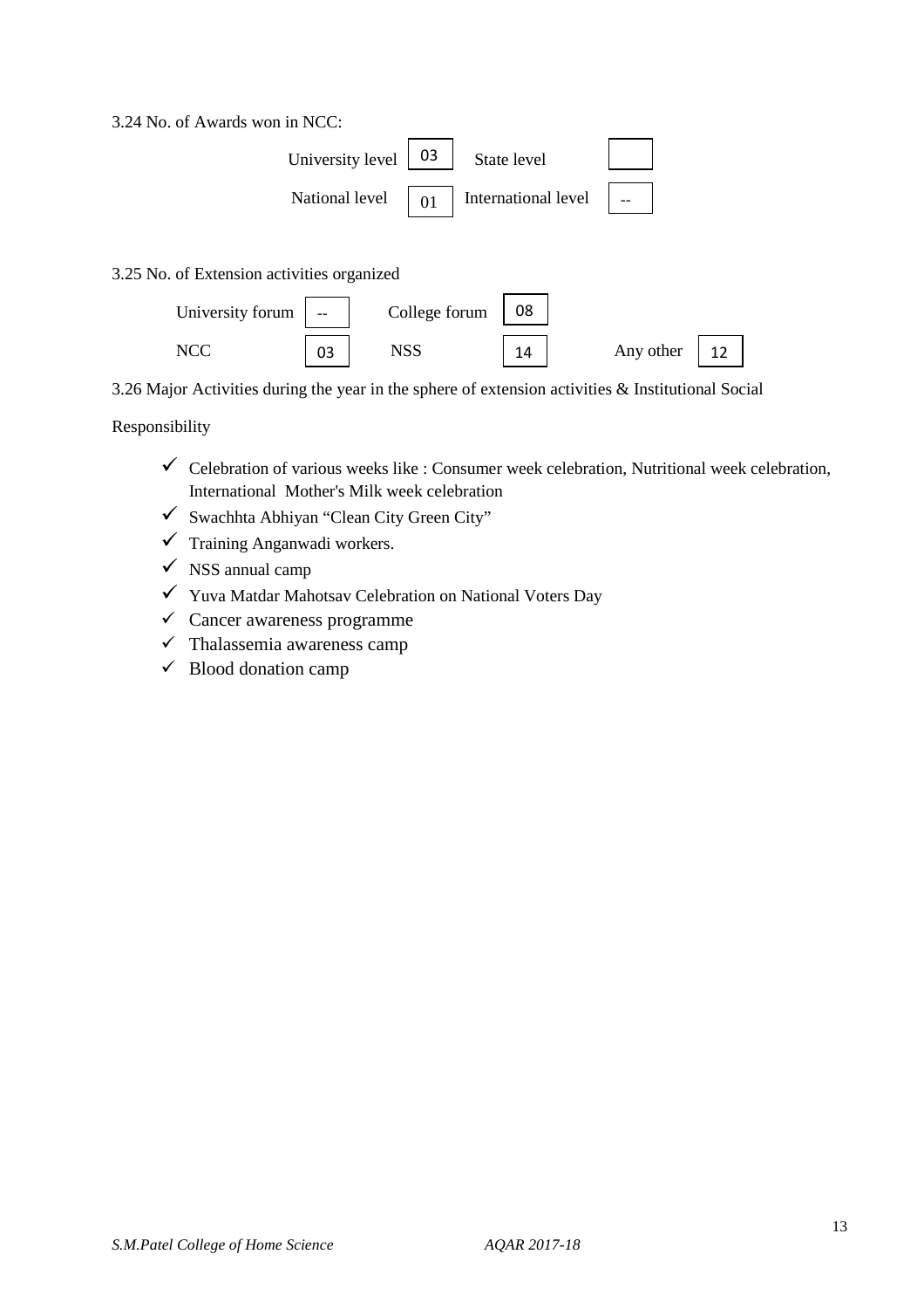3.24 No. of Awards won in NCC:

| University level | 03 | State level | |
|---|---|---|---|
| National level | 01 | International level | -- |

3.25 No. of Extension activities organized

| University forum | -- | College forum | 08 | | |
|---|---|---|---|---|---|
| NCC | 03 | NSS | 14 | Any other | 12 |

3.26 Major Activities during the year in the sphere of extension activities & Institutional Social Responsibility

- ✓ Celebration of various weeks like : Consumer week celebration, Nutritional week celebration, International Mother's Milk week celebration
- ✓ Swachhta Abhiyan "Clean City Green City"
- ✓ Training Anganwadi workers.
- ✓ NSS annual camp
- ✓ Yuva Matdar Mahotsav Celebration on National Voters Day
- ✓ Cancer awareness programme
- ✓ Thalassemia awareness camp
- ✓ Blood donation camp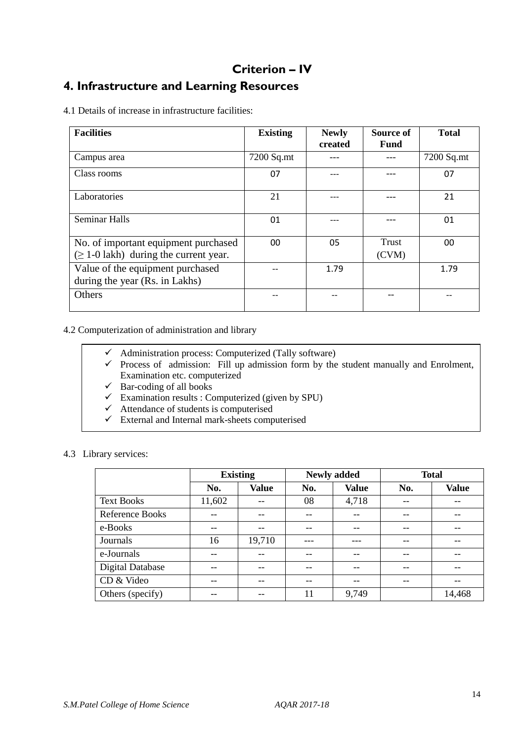# Criterion – IV

## 4. Infrastructure and Learning Resources

4.1 Details of increase in infrastructure facilities:

| Facilities | Existing | Newly created | Source of Fund | Total |
|---|---|---|---|---|
| Campus area | 7200 Sq.mt | --- | --- | 7200 Sq.mt |
| Class rooms | 07 | --- | --- | 07 |
| Laboratories | 21 | --- | --- | 21 |
| Seminar Halls | 01 | --- | --- | 01 |
| No. of important equipment purchased (≥ 1-0 lakh) during the current year. | 00 | 05 | Trust (CVM) | 00 |
| Value of the equipment purchased during the year (Rs. in Lakhs) | -- | 1.79 | | 1.79 |
| Others | -- | -- | -- | -- |

4.2 Computerization of administration and library

- ✓ Administration process: Computerized (Tally software)
- ✓ Process of admission: Fill up admission form by the student manually and Enrolment, Examination etc. computerized
- ✓ Bar-coding of all books
- ✓ Examination results : Computerized (given by SPU)
- ✓ Attendance of students is computerised
- ✓ External and Internal mark-sheets computerised

4.3 Library services:

| | Existing | | Newly added | | Total | |
|---|---|---|---|---|---|---|
| | No. | Value | No. | Value | No. | Value |
| Text Books | 11,602 | -- | 08 | 4,718 | -- | -- |
| Reference Books | -- | -- | -- | -- | -- | -- |
| e-Books | -- | -- | -- | -- | -- | -- |
| Journals | 16 | 19,710 | --- | --- | -- | -- |
| e-Journals | -- | -- | -- | -- | -- | -- |
| Digital Database | -- | -- | -- | -- | -- | -- |
| CD & Video | -- | -- | -- | -- | -- | -- |
| Others (specify) | -- | -- | 11 | 9,749 | | 14,468 |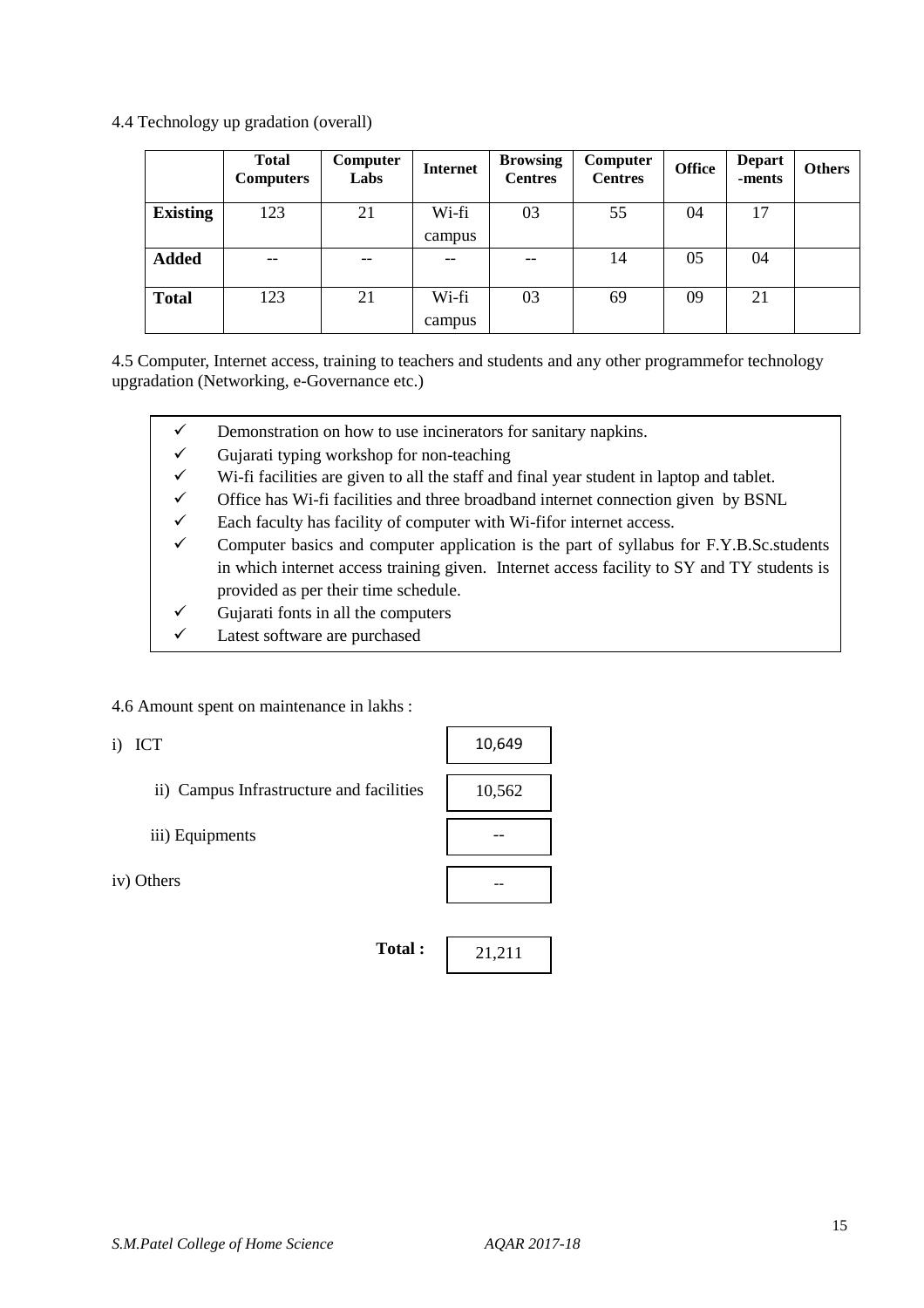4.4 Technology up gradation (overall)

| | Total Computers | Computer Labs | Internet | Browsing Centres | Computer Centres | Office | Depart -ments | Others |
|---|---|---|---|---|---|---|---|---|
| **Existing** | 123 | 21 | Wi-fi campus | 03 | 55 | 04 | 17 | |
| **Added** | -- | -- | -- | -- | 14 | 05 | 04 | |
| **Total** | 123 | 21 | Wi-fi campus | 03 | 69 | 09 | 21 | |

4.5 Computer, Internet access, training to teachers and students and any other programmefor technology upgradation (Networking, e-Governance etc.)

- ✓ Demonstration on how to use incinerators for sanitary napkins.
- ✓ Gujarati typing workshop for non-teaching
- ✓ Wi-fi facilities are given to all the staff and final year student in laptop and tablet.
- ✓ Office has Wi-fi facilities and three broadband internet connection given by BSNL
- ✓ Each faculty has facility of computer with Wi-fifor internet access.
- ✓ Computer basics and computer application is the part of syllabus for F.Y.B.Sc.students in which internet access training given. Internet access facility to SY and TY students is provided as per their time schedule.
- ✓ Gujarati fonts in all the computers
- ✓ Latest software are purchased

4.6 Amount spent on maintenance in lakhs :

| | |
|---|---|
| i) ICT | 10,649 |
| ii) Campus Infrastructure and facilities | 10,562 |
| iii) Equipments | -- |
| iv) Others | -- |
| **Total :** | 21,211 |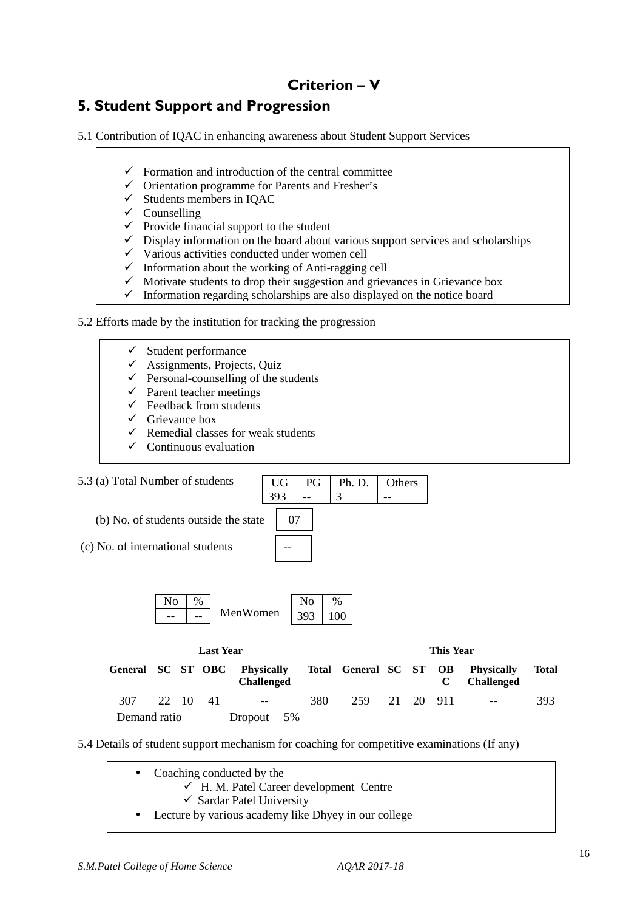# Criterion – V

## 5. Student Support and Progression

5.1 Contribution of IQAC in enhancing awareness about Student Support Services

- ✓ Formation and introduction of the central committee
- ✓ Orientation programme for Parents and Fresher's
- ✓ Students members in IQAC
- ✓ Counselling
- ✓ Provide financial support to the student
- ✓ Display information on the board about various support services and scholarships
- ✓ Various activities conducted under women cell
- ✓ Information about the working of Anti-ragging cell
- ✓ Motivate students to drop their suggestion and grievances in Grievance box
- ✓ Information regarding scholarships are also displayed on the notice board

5.2 Efforts made by the institution for tracking the progression

- ✓ Student performance
- ✓ Assignments, Projects, Quiz
- ✓ Personal-counselling of the students
- ✓ Parent teacher meetings
- ✓ Feedback from students
- ✓ Grievance box
- ✓ Remedial classes for weak students
- ✓ Continuous evaluation

5.3 (a) Total Number of students

| UG | PG | Ph. D. | Others |
|---|---|---|---|
| 393 | -- | 3 | -- |

(b) No. of students outside the state: 07

(c) No. of international students: --

| | No | % |
|---|---|---|
| Men | -- | -- |
| Women | 393 | 100 |

| Last Year | | | | | | This Year | | | | | |
|---|---|---|---|---|---|---|---|---|---|---|---|
| General | SC | ST | OBC | Physically Challenged | Total | General | SC | ST | OBC | Physically Challenged | Total |
| 307 | 22 | 10 | 41 | -- | 380 | 259 | 21 | 20 | 911 | -- | 393 |

Demand ratio Dropout 5%

5.4 Details of student support mechanism for coaching for competitive examinations (If any)

- Coaching conducted by the
  - ✓ H. M. Patel Career development Centre
  - ✓ Sardar Patel University
- Lecture by various academy like Dhyey in our college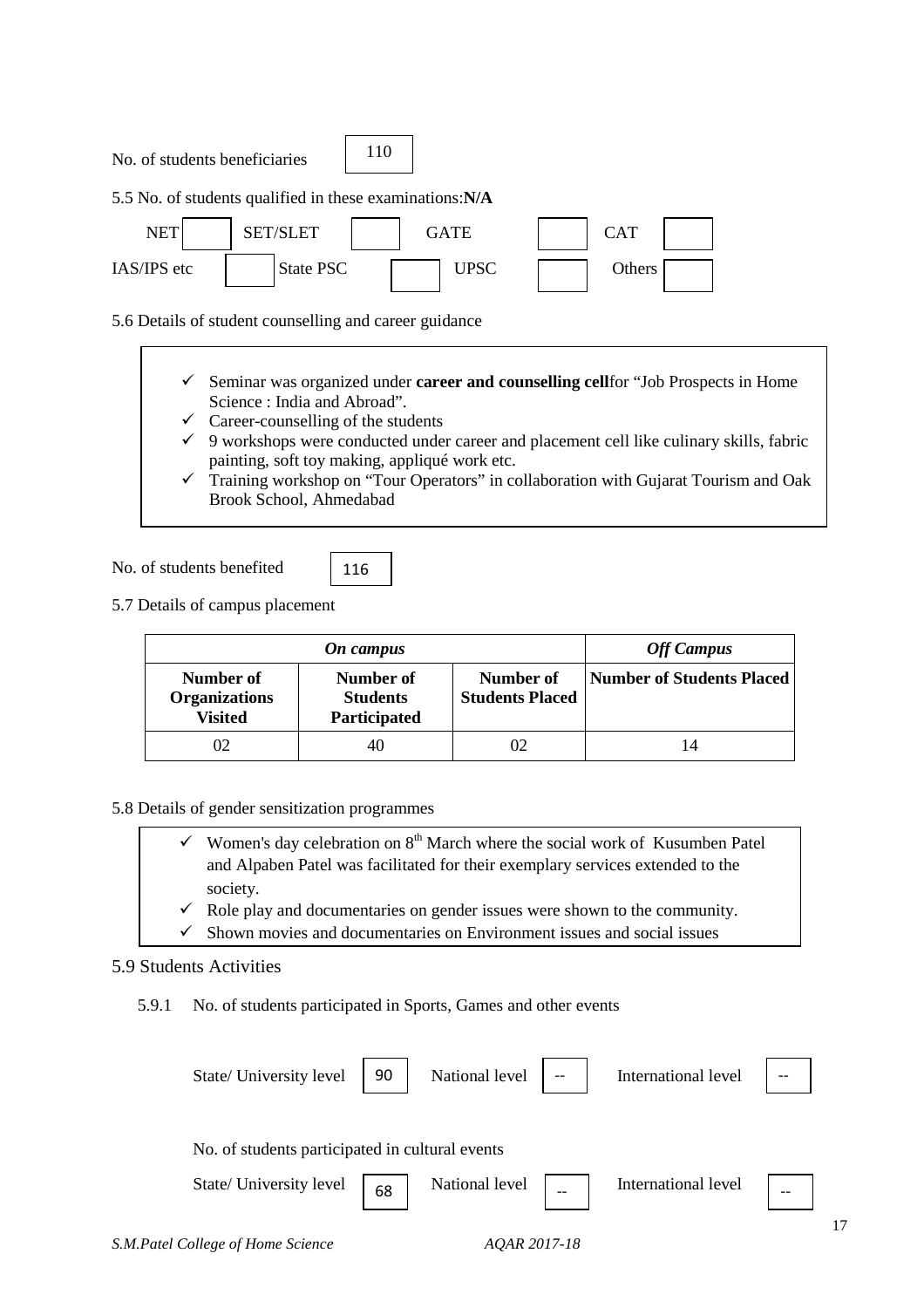No. of students beneficiaries: 110

5.5 No. of students qualified in these examinations:**N/A**

| NET | | SET/SLET | | GATE | | CAT | |
|---|---|---|---|---|---|---|---|
| IAS/IPS etc | | State PSC | | UPSC | | Others | |

5.6 Details of student counselling and career guidance

- ✓ Seminar was organized under **career and counselling cell**for "Job Prospects in Home Science : India and Abroad".
- ✓ Career-counselling of the students
- ✓ 9 workshops were conducted under career and placement cell like culinary skills, fabric painting, soft toy making, appliqué work etc.
- ✓ Training workshop on "Tour Operators" in collaboration with Gujarat Tourism and Oak Brook School, Ahmedabad

No. of students benefited: 116

5.7 Details of campus placement

| ***On campus*** | | | ***Off Campus*** |
|---|---|---|---|
| **Number of Organizations Visited** | **Number of Students Participated** | **Number of Students Placed** | **Number of Students Placed** |
| 02 | 40 | 02 | 14 |

5.8 Details of gender sensitization programmes

- ✓ Women's day celebration on 8th March where the social work of Kusumben Patel and Alpaben Patel was facilitated for their exemplary services extended to the society.
- ✓ Role play and documentaries on gender issues were shown to the community.
- ✓ Shown movies and documentaries on Environment issues and social issues

5.9 Students Activities

5.9.1 No. of students participated in Sports, Games and other events

| State/ University level | 90 | National level | -- | International level | -- |
|---|---|---|---|---|---|

No. of students participated in cultural events

| State/ University level | 68 | National level | -- | International level | -- |
|---|---|---|---|---|---|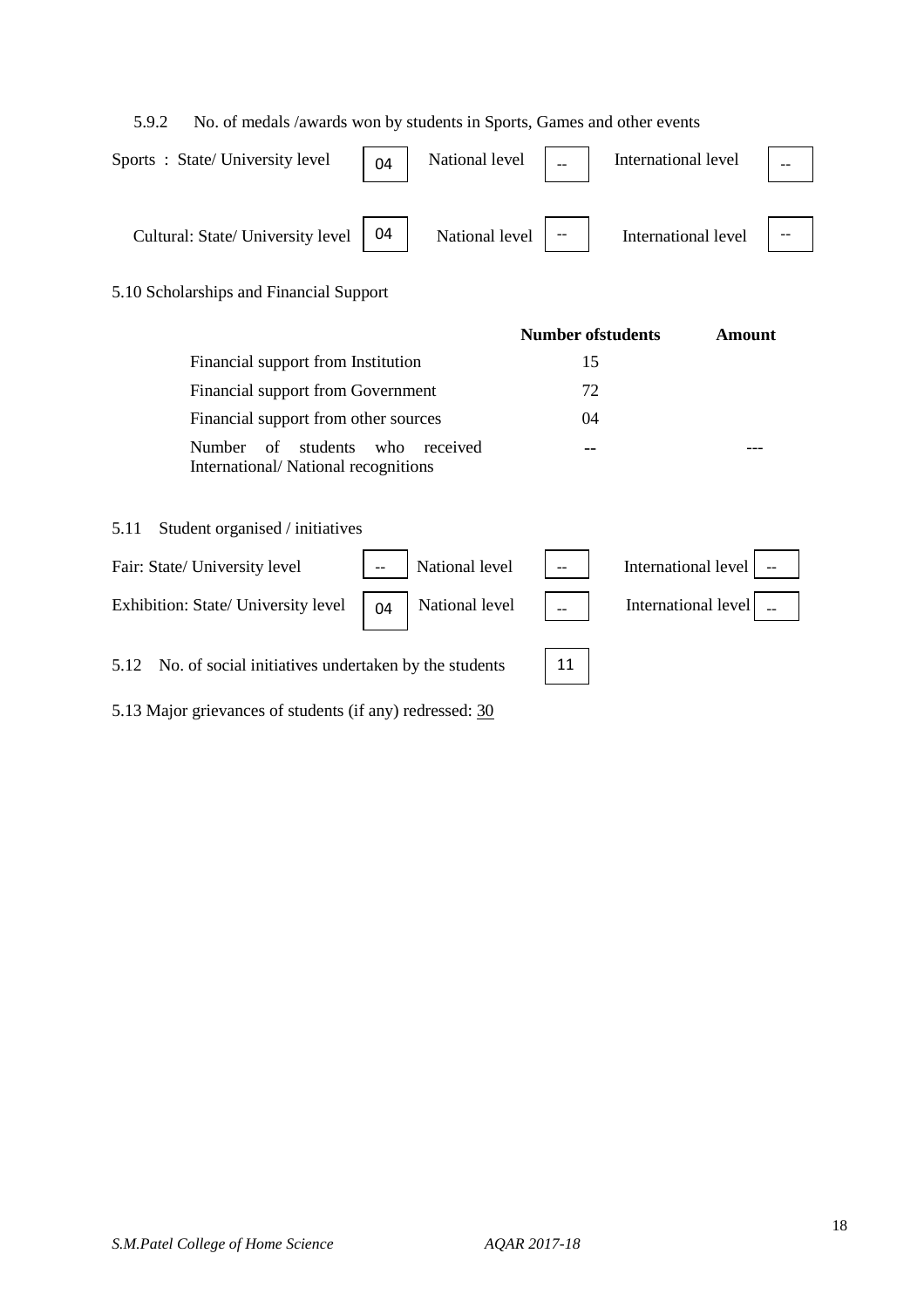5.9.2 No. of medals /awards won by students in Sports, Games and other events

| | State/ University level | National level | International level |
|---|---|---|---|
| Sports | 04 | -- | -- |
| Cultural | 04 | -- | -- |

5.10 Scholarships and Financial Support

| | Number ofstudents | Amount |
|---|---|---|
| Financial support from Institution | 15 | |
| Financial support from Government | 72 | |
| Financial support from other sources | 04 | |
| Number of students who received International/ National recognitions | -- | --- |

5.11 Student organised / initiatives

| | State/ University level | National level | International level |
|---|---|---|---|
| Fair | -- | -- | -- |
| Exhibition | 04 | -- | -- |

5.12 No. of social initiatives undertaken by the students: 11

5.13 Major grievances of students (if any) redressed: 30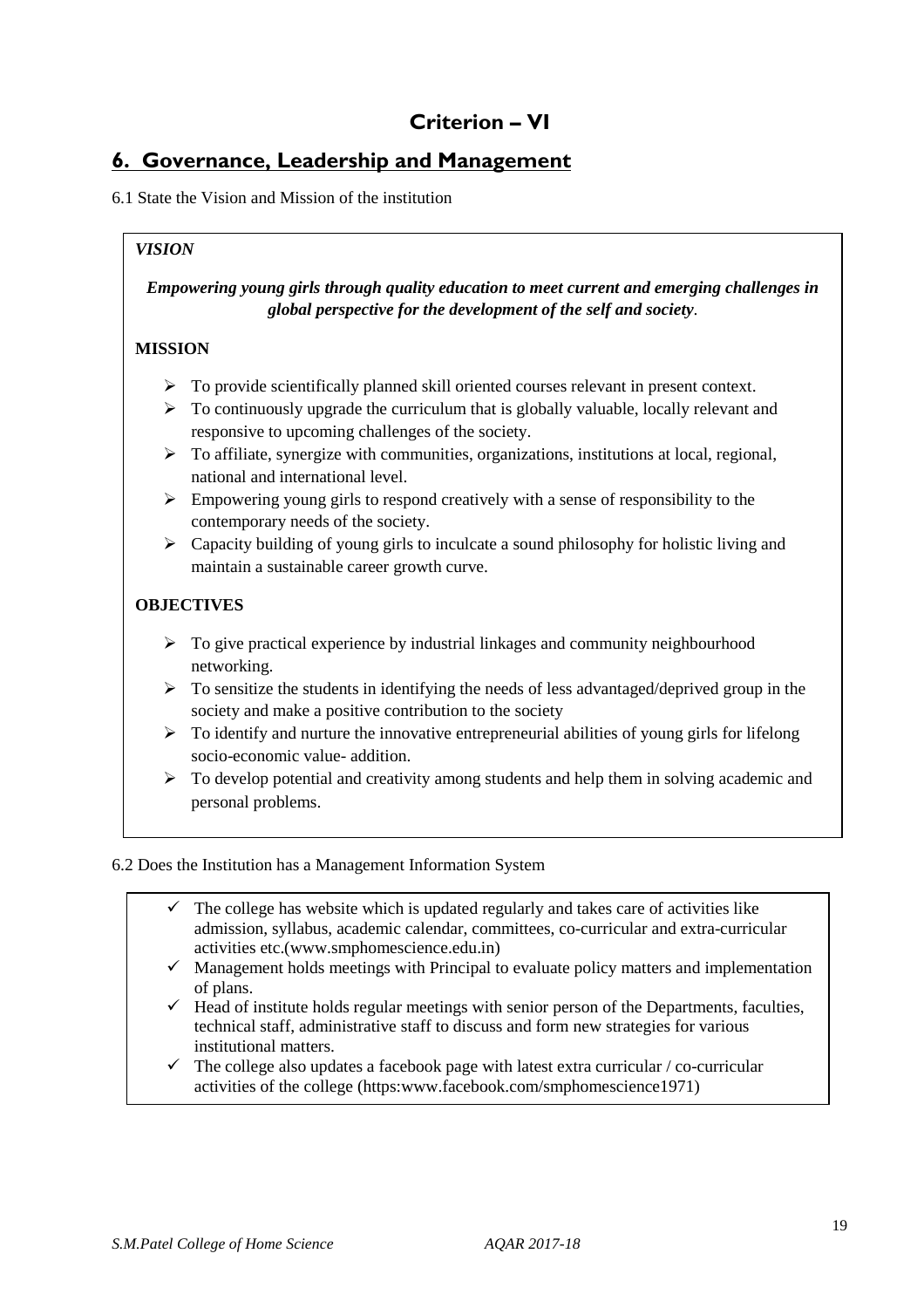# Criterion – VI

## 6. Governance, Leadership and Management

6.1 State the Vision and Mission of the institution

***VISION***

***Empowering young girls through quality education to meet current and emerging challenges in global perspective for the development of the self and society***.

**MISSION**

- To provide scientifically planned skill oriented courses relevant in present context.
- To continuously upgrade the curriculum that is globally valuable, locally relevant and responsive to upcoming challenges of the society.
- To affiliate, synergize with communities, organizations, institutions at local, regional, national and international level.
- Empowering young girls to respond creatively with a sense of responsibility to the contemporary needs of the society.
- Capacity building of young girls to inculcate a sound philosophy for holistic living and maintain a sustainable career growth curve.

**OBJECTIVES**

- To give practical experience by industrial linkages and community neighbourhood networking.
- To sensitize the students in identifying the needs of less advantaged/deprived group in the society and make a positive contribution to the society
- To identify and nurture the innovative entrepreneurial abilities of young girls for lifelong socio-economic value- addition.
- To develop potential and creativity among students and help them in solving academic and personal problems.

6.2 Does the Institution has a Management Information System

- ✓ The college has website which is updated regularly and takes care of activities like admission, syllabus, academic calendar, committees, co-curricular and extra-curricular activities etc.(www.smphomescience.edu.in)
- ✓ Management holds meetings with Principal to evaluate policy matters and implementation of plans.
- ✓ Head of institute holds regular meetings with senior person of the Departments, faculties, technical staff, administrative staff to discuss and form new strategies for various institutional matters.
- ✓ The college also updates a facebook page with latest extra curricular / co-curricular activities of the college (https:www.facebook.com/smphomescience1971)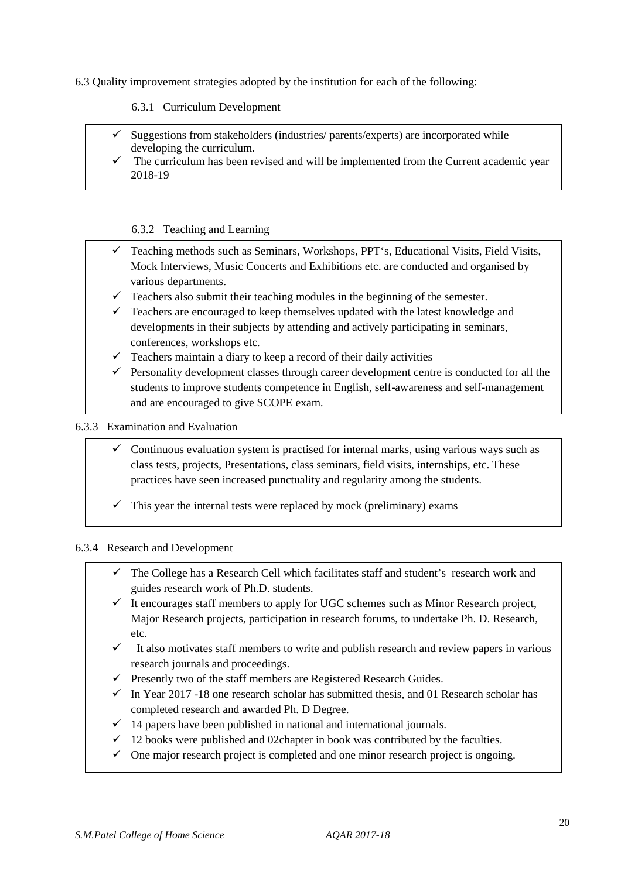6.3 Quality improvement strategies adopted by the institution for each of the following:

6.3.1 Curriculum Development

- ✓ Suggestions from stakeholders (industries/ parents/experts) are incorporated while developing the curriculum.
- ✓ The curriculum has been revised and will be implemented from the Current academic year 2018-19

6.3.2 Teaching and Learning

- ✓ Teaching methods such as Seminars, Workshops, PPT‘s, Educational Visits, Field Visits, Mock Interviews, Music Concerts and Exhibitions etc. are conducted and organised by various departments.
- ✓ Teachers also submit their teaching modules in the beginning of the semester.
- ✓ Teachers are encouraged to keep themselves updated with the latest knowledge and developments in their subjects by attending and actively participating in seminars, conferences, workshops etc.
- ✓ Teachers maintain a diary to keep a record of their daily activities
- ✓ Personality development classes through career development centre is conducted for all the students to improve students competence in English, self-awareness and self-management and are encouraged to give SCOPE exam.

6.3.3 Examination and Evaluation

- ✓ Continuous evaluation system is practised for internal marks, using various ways such as class tests, projects, Presentations, class seminars, field visits, internships, etc. These practices have seen increased punctuality and regularity among the students.
- ✓ This year the internal tests were replaced by mock (preliminary) exams

6.3.4 Research and Development

- ✓ The College has a Research Cell which facilitates staff and student's research work and guides research work of Ph.D. students.
- ✓ It encourages staff members to apply for UGC schemes such as Minor Research project, Major Research projects, participation in research forums, to undertake Ph. D. Research, etc.
- ✓ It also motivates staff members to write and publish research and review papers in various research journals and proceedings.
- ✓ Presently two of the staff members are Registered Research Guides.
- ✓ In Year 2017 -18 one research scholar has submitted thesis, and 01 Research scholar has completed research and awarded Ph. D Degree.
- ✓ 14 papers have been published in national and international journals.
- ✓ 12 books were published and 02chapter in book was contributed by the faculties.
- ✓ One major research project is completed and one minor research project is ongoing.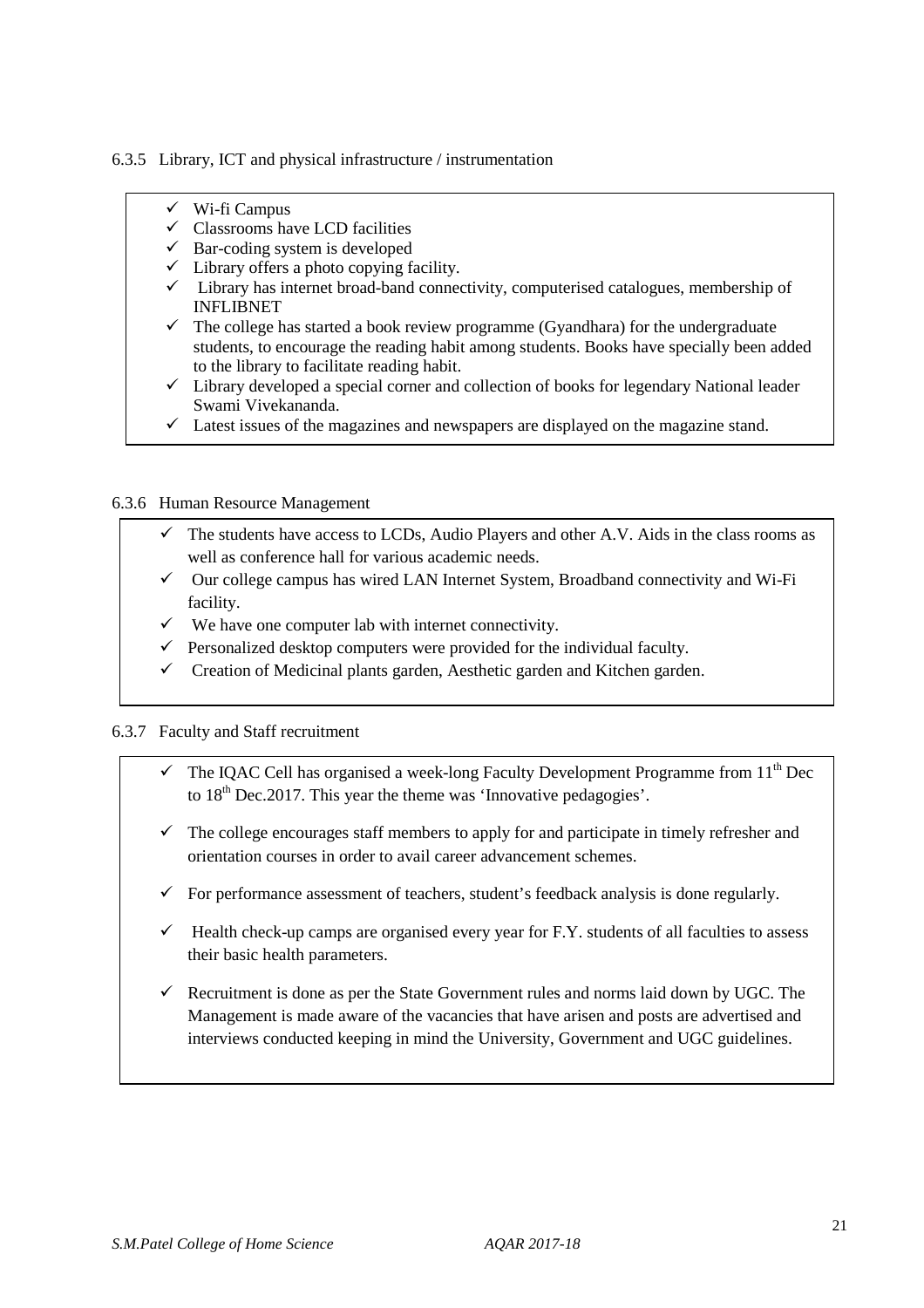6.3.5 Library, ICT and physical infrastructure / instrumentation

- ✓ Wi-fi Campus
- ✓ Classrooms have LCD facilities
- ✓ Bar-coding system is developed
- ✓ Library offers a photo copying facility.
- ✓ Library has internet broad-band connectivity, computerised catalogues, membership of INFLIBNET
- ✓ The college has started a book review programme (Gyandhara) for the undergraduate students, to encourage the reading habit among students. Books have specially been added to the library to facilitate reading habit.
- ✓ Library developed a special corner and collection of books for legendary National leader Swami Vivekananda.
- ✓ Latest issues of the magazines and newspapers are displayed on the magazine stand.

6.3.6 Human Resource Management

- ✓ The students have access to LCDs, Audio Players and other A.V. Aids in the class rooms as well as conference hall for various academic needs.
- ✓ Our college campus has wired LAN Internet System, Broadband connectivity and Wi-Fi facility.
- ✓ We have one computer lab with internet connectivity.
- ✓ Personalized desktop computers were provided for the individual faculty.
- ✓ Creation of Medicinal plants garden, Aesthetic garden and Kitchen garden.

6.3.7 Faculty and Staff recruitment

- ✓ The IQAC Cell has organised a week-long Faculty Development Programme from 11th Dec to 18th Dec.2017. This year the theme was 'Innovative pedagogies'.
- ✓ The college encourages staff members to apply for and participate in timely refresher and orientation courses in order to avail career advancement schemes.
- ✓ For performance assessment of teachers, student's feedback analysis is done regularly.
- ✓ Health check-up camps are organised every year for F.Y. students of all faculties to assess their basic health parameters.
- ✓ Recruitment is done as per the State Government rules and norms laid down by UGC. The Management is made aware of the vacancies that have arisen and posts are advertised and interviews conducted keeping in mind the University, Government and UGC guidelines.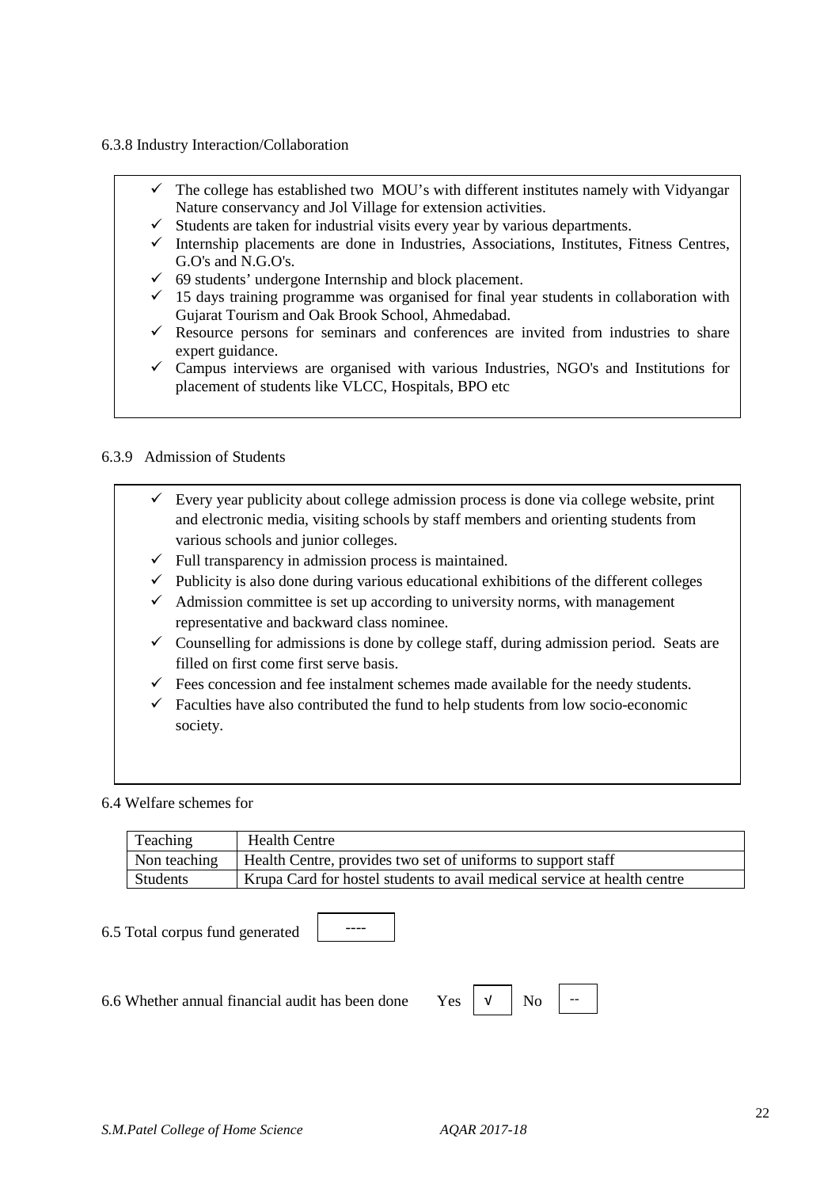6.3.8 Industry Interaction/Collaboration

- ✓ The college has established two MOU's with different institutes namely with Vidyangar Nature conservancy and Jol Village for extension activities.
- ✓ Students are taken for industrial visits every year by various departments.
- ✓ Internship placements are done in Industries, Associations, Institutes, Fitness Centres, G.O's and N.G.O's.
- ✓ 69 students' undergone Internship and block placement.
- ✓ 15 days training programme was organised for final year students in collaboration with Gujarat Tourism and Oak Brook School, Ahmedabad.
- ✓ Resource persons for seminars and conferences are invited from industries to share expert guidance.
- ✓ Campus interviews are organised with various Industries, NGO's and Institutions for placement of students like VLCC, Hospitals, BPO etc

6.3.9 Admission of Students

- ✓ Every year publicity about college admission process is done via college website, print and electronic media, visiting schools by staff members and orienting students from various schools and junior colleges.
- ✓ Full transparency in admission process is maintained.
- ✓ Publicity is also done during various educational exhibitions of the different colleges
- ✓ Admission committee is set up according to university norms, with management representative and backward class nominee.
- ✓ Counselling for admissions is done by college staff, during admission period. Seats are filled on first come first serve basis.
- ✓ Fees concession and fee instalment schemes made available for the needy students.
- ✓ Faculties have also contributed the fund to help students from low socio-economic society.

6.4 Welfare schemes for

| Teaching | Health Centre |
|---|---|
| Non teaching | Health Centre, provides two set of uniforms to support staff |
| Students | Krupa Card for hostel students to avail medical service at health centre |

6.5 Total corpus fund generated: ----

6.6 Whether annual financial audit has been done: Yes √ No --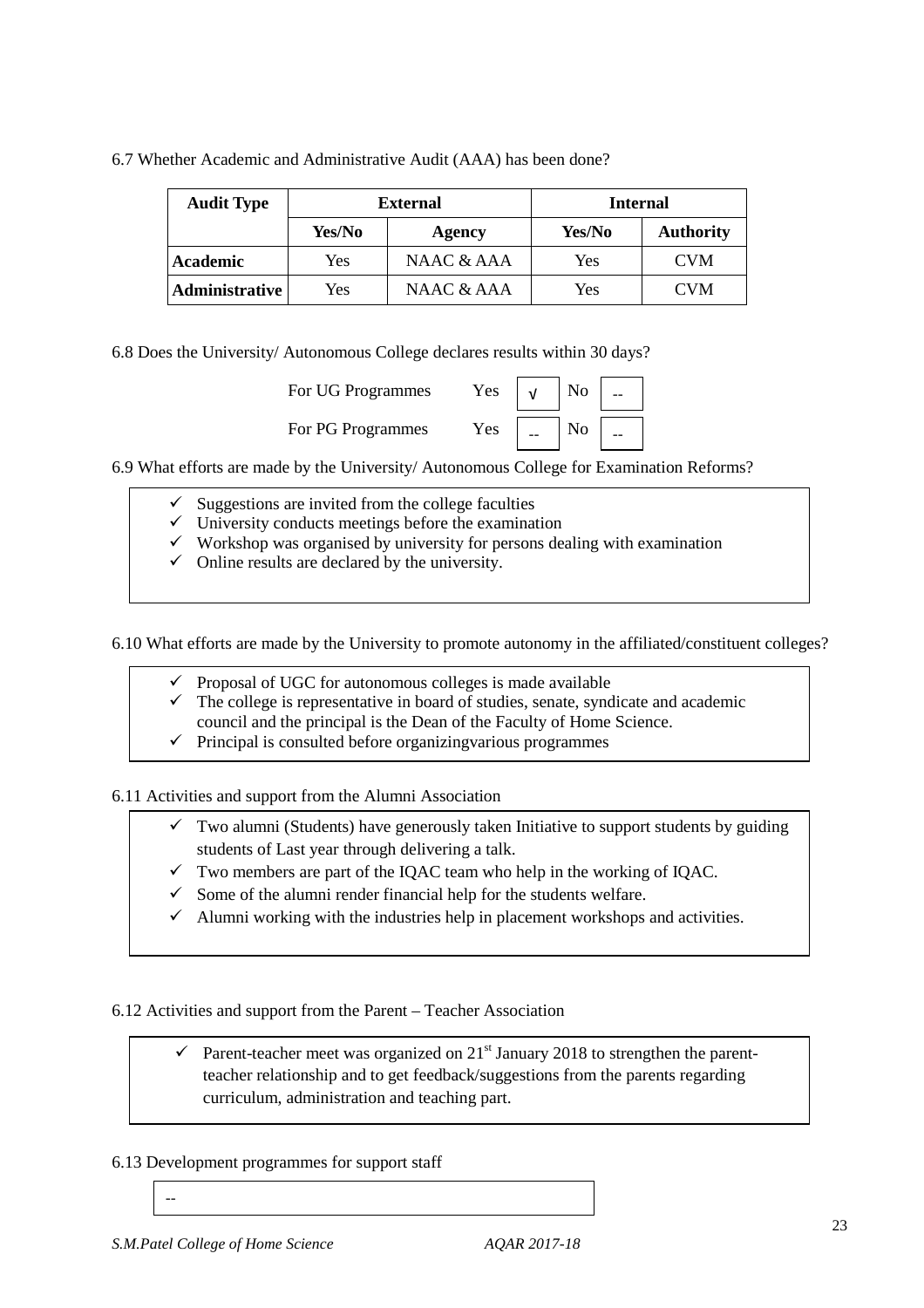6.7 Whether Academic and Administrative Audit (AAA) has been done?

| Audit Type | External | | Internal | |
|---|---|---|---|---|
| | Yes/No | Agency | Yes/No | Authority |
| **Academic** | Yes | NAAC & AAA | Yes | CVM |
| **Administrative** | Yes | NAAC & AAA | Yes | CVM |

6.8 Does the University/ Autonomous College declares results within 30 days?

| | Yes | | No | |
|---|---|---|---|---|
| For UG Programmes | Yes | √ | No | -- |
| For PG Programmes | Yes | -- | No | -- |

6.9 What efforts are made by the University/ Autonomous College for Examination Reforms?

- ✓ Suggestions are invited from the college faculties
- ✓ University conducts meetings before the examination
- ✓ Workshop was organised by university for persons dealing with examination
- ✓ Online results are declared by the university.

6.10 What efforts are made by the University to promote autonomy in the affiliated/constituent colleges?

- ✓ Proposal of UGC for autonomous colleges is made available
- ✓ The college is representative in board of studies, senate, syndicate and academic council and the principal is the Dean of the Faculty of Home Science.
- ✓ Principal is consulted before organizingvarious programmes

6.11 Activities and support from the Alumni Association

- ✓ Two alumni (Students) have generously taken Initiative to support students by guiding students of Last year through delivering a talk.
- ✓ Two members are part of the IQAC team who help in the working of IQAC.
- ✓ Some of the alumni render financial help for the students welfare.
- ✓ Alumni working with the industries help in placement workshops and activities.

6.12 Activities and support from the Parent – Teacher Association

- ✓ Parent-teacher meet was organized on 21st January 2018 to strengthen the parent-teacher relationship and to get feedback/suggestions from the parents regarding curriculum, administration and teaching part.

6.13 Development programmes for support staff

--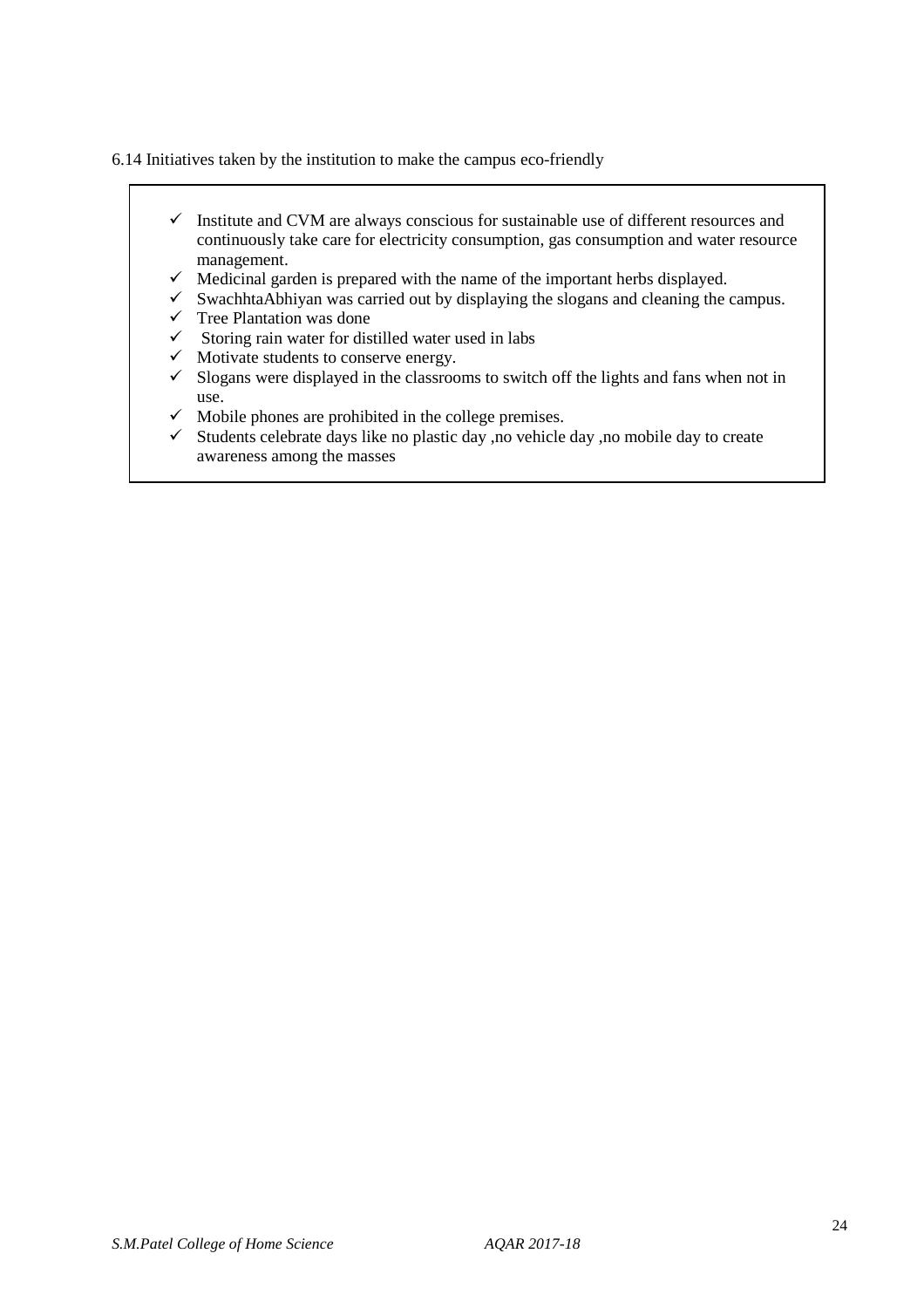6.14 Initiatives taken by the institution to make the campus eco-friendly

- ✓ Institute and CVM are always conscious for sustainable use of different resources and continuously take care for electricity consumption, gas consumption and water resource management.
- ✓ Medicinal garden is prepared with the name of the important herbs displayed.
- ✓ SwachhtaAbhiyan was carried out by displaying the slogans and cleaning the campus.
- ✓ Tree Plantation was done
- ✓ Storing rain water for distilled water used in labs
- ✓ Motivate students to conserve energy.
- ✓ Slogans were displayed in the classrooms to switch off the lights and fans when not in use.
- ✓ Mobile phones are prohibited in the college premises.
- ✓ Students celebrate days like no plastic day ,no vehicle day ,no mobile day to create awareness among the masses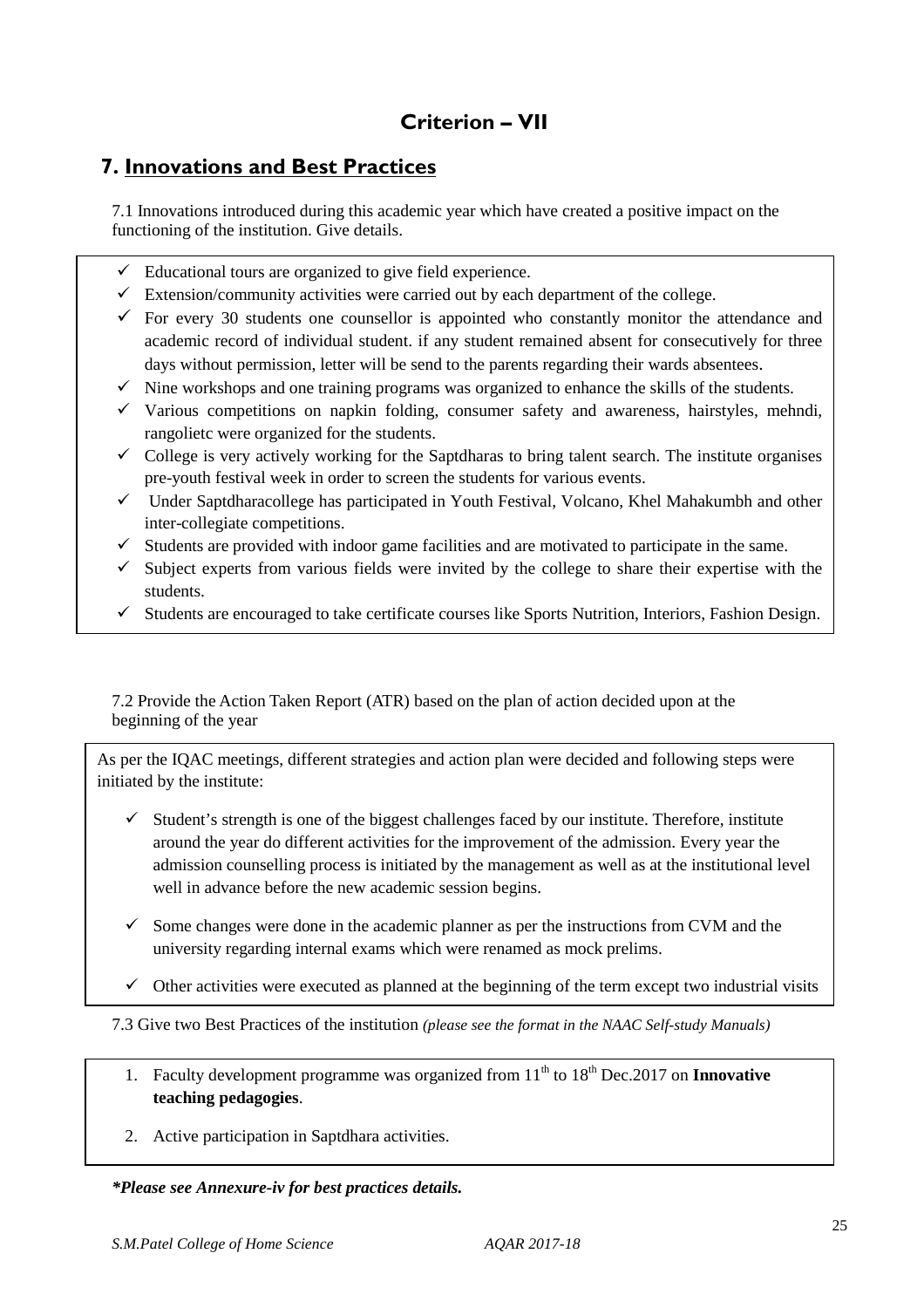# Criterion – VII

## 7. Innovations and Best Practices

7.1 Innovations introduced during this academic year which have created a positive impact on the functioning of the institution. Give details.

- ✓ Educational tours are organized to give field experience.
- ✓ Extension/community activities were carried out by each department of the college.
- ✓ For every 30 students one counsellor is appointed who constantly monitor the attendance and academic record of individual student. if any student remained absent for consecutively for three days without permission, letter will be send to the parents regarding their wards absentees.
- ✓ Nine workshops and one training programs was organized to enhance the skills of the students.
- ✓ Various competitions on napkin folding, consumer safety and awareness, hairstyles, mehndi, rangolietc were organized for the students.
- ✓ College is very actively working for the Saptdharas to bring talent search. The institute organises pre-youth festival week in order to screen the students for various events.
- ✓ Under Saptdharacollege has participated in Youth Festival, Volcano, Khel Mahakumbh and other inter-collegiate competitions.
- ✓ Students are provided with indoor game facilities and are motivated to participate in the same.
- ✓ Subject experts from various fields were invited by the college to share their expertise with the students.
- ✓ Students are encouraged to take certificate courses like Sports Nutrition, Interiors, Fashion Design.

7.2 Provide the Action Taken Report (ATR) based on the plan of action decided upon at the beginning of the year

As per the IQAC meetings, different strategies and action plan were decided and following steps were initiated by the institute:

- ✓ Student's strength is one of the biggest challenges faced by our institute. Therefore, institute around the year do different activities for the improvement of the admission. Every year the admission counselling process is initiated by the management as well as at the institutional level well in advance before the new academic session begins.
- ✓ Some changes were done in the academic planner as per the instructions from CVM and the university regarding internal exams which were renamed as mock prelims.
- ✓ Other activities were executed as planned at the beginning of the term except two industrial visits

7.3 Give two Best Practices of the institution *(please see the format in the NAAC Self-study Manuals)*

1. Faculty development programme was organized from 11th to 18th Dec.2017 on **Innovative teaching pedagogies**.
2. Active participation in Saptdhara activities.

***Please see Annexure-iv for best practices details.**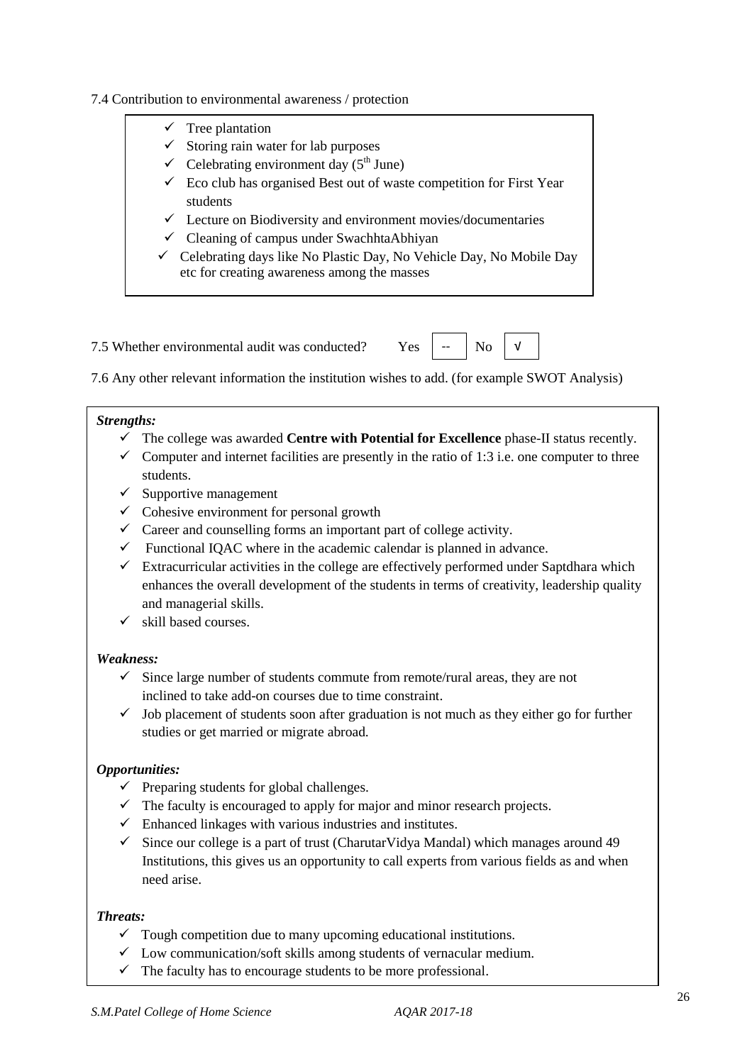7.4 Contribution to environmental awareness / protection

- ✓ Tree plantation
- ✓ Storing rain water for lab purposes
- ✓ Celebrating environment day (5th June)
- ✓ Eco club has organised Best out of waste competition for First Year students
- ✓ Lecture on Biodiversity and environment movies/documentaries
- ✓ Cleaning of campus under SwachhtaAbhiyan
- ✓ Celebrating days like No Plastic Day, No Vehicle Day, No Mobile Day etc for creating awareness among the masses

7.5 Whether environmental audit was conducted? Yes [ -- ] No [ √ ]

7.6 Any other relevant information the institution wishes to add. (for example SWOT Analysis)

***Strengths:***

- ✓ The college was awarded **Centre with Potential for Excellence** phase-II status recently.
- ✓ Computer and internet facilities are presently in the ratio of 1:3 i.e. one computer to three students.
- ✓ Supportive management
- ✓ Cohesive environment for personal growth
- ✓ Career and counselling forms an important part of college activity.
- ✓ Functional IQAC where in the academic calendar is planned in advance.
- ✓ Extracurricular activities in the college are effectively performed under Saptdhara which enhances the overall development of the students in terms of creativity, leadership quality and managerial skills.
- ✓ skill based courses.

***Weakness:***

- ✓ Since large number of students commute from remote/rural areas, they are not inclined to take add-on courses due to time constraint.
- ✓ Job placement of students soon after graduation is not much as they either go for further studies or get married or migrate abroad.

***Opportunities:***

- ✓ Preparing students for global challenges.
- ✓ The faculty is encouraged to apply for major and minor research projects.
- ✓ Enhanced linkages with various industries and institutes.
- ✓ Since our college is a part of trust (CharutarVidya Mandal) which manages around 49 Institutions, this gives us an opportunity to call experts from various fields as and when need arise.

***Threats:***

- ✓ Tough competition due to many upcoming educational institutions.
- ✓ Low communication/soft skills among students of vernacular medium.
- ✓ The faculty has to encourage students to be more professional.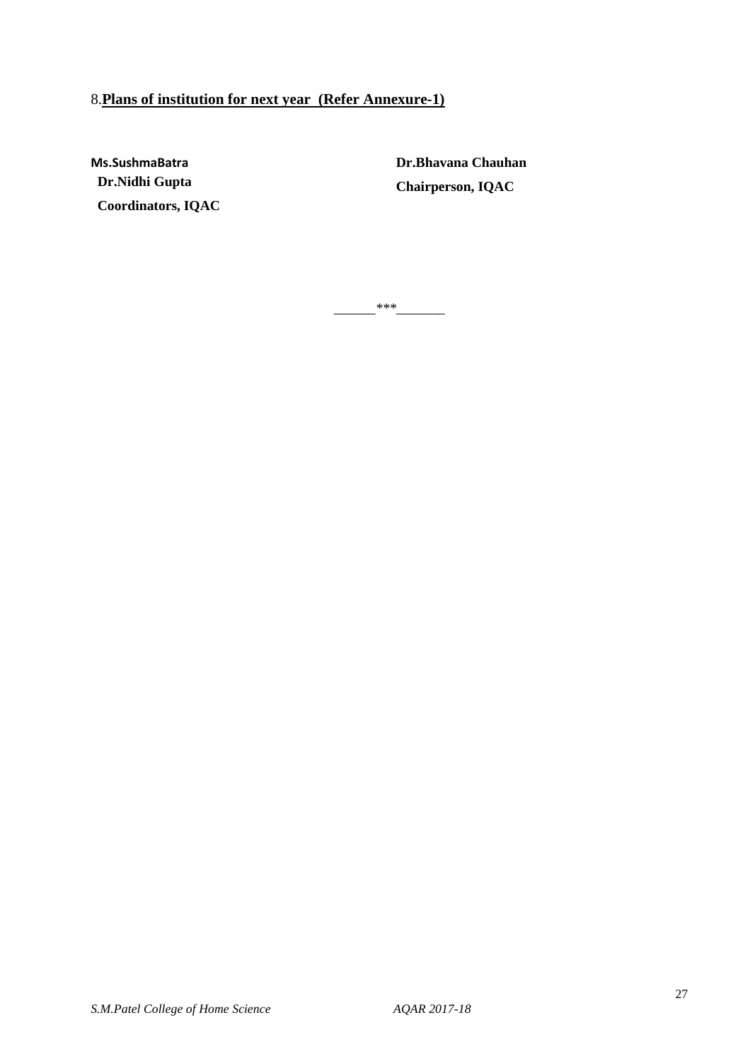8.**<u>Plans of institution for next year  (Refer Annexure-1)</u>**

**Ms.SushmaBatra**
**Dr.Nidhi Gupta**
**Coordinators, IQAC**

**Dr.Bhavana Chauhan**
**Chairperson, IQAC**

______***_______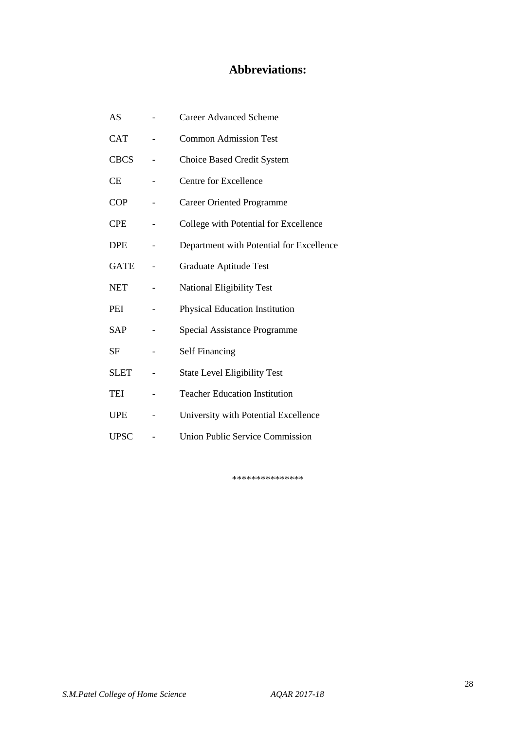# Abbreviations:

| | | |
|---|---|---|
| AS | - | Career Advanced Scheme |
| CAT | - | Common Admission Test |
| CBCS | - | Choice Based Credit System |
| CE | - | Centre for Excellence |
| COP | - | Career Oriented Programme |
| CPE | - | College with Potential for Excellence |
| DPE | - | Department with Potential for Excellence |
| GATE | - | Graduate Aptitude Test |
| NET | - | National Eligibility Test |
| PEI | - | Physical Education Institution |
| SAP | - | Special Assistance Programme |
| SF | - | Self Financing |
| SLET | - | State Level Eligibility Test |
| TEI | - | Teacher Education Institution |
| UPE | - | University with Potential Excellence |
| UPSC | - | Union Public Service Commission |

***************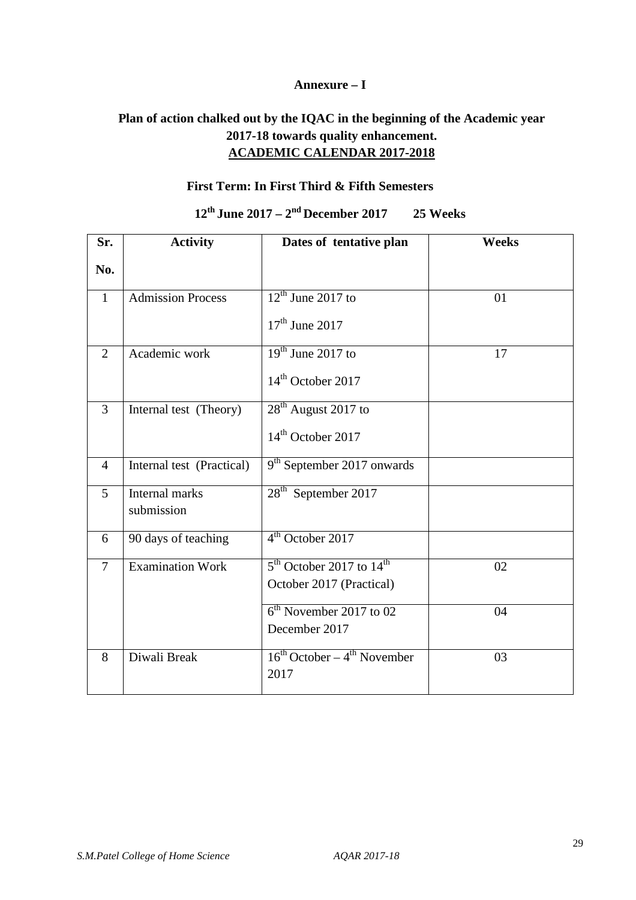**Annexure – I**

## Plan of action chalked out by the IQAC in the beginning of the Academic year 2017-18 towards quality enhancement.

## ACADEMIC CALENDAR 2017-2018

### First Term: In First Third & Fifth Semesters

**12th June 2017 – 2nd December 2017 25 Weeks**

| Sr. No. | Activity | Dates of tentative plan | Weeks |
|---|---|---|---|
| 1 | Admission Process | 12th June 2017 to 17th June 2017 | 01 |
| 2 | Academic work | 19th June 2017 to 14th October 2017 | 17 |
| 3 | Internal test (Theory) | 28th August 2017 to 14th October 2017 | |
| 4 | Internal test (Practical) | 9th September 2017 onwards | |
| 5 | Internal marks submission | 28th September 2017 | |
| 6 | 90 days of teaching | 4th October 2017 | |
| 7 | Examination Work | 5th October 2017 to 14th October 2017 (Practical) | 02 |
| | | 6th November 2017 to 02 December 2017 | 04 |
| 8 | Diwali Break | 16th October – 4th November 2017 | 03 |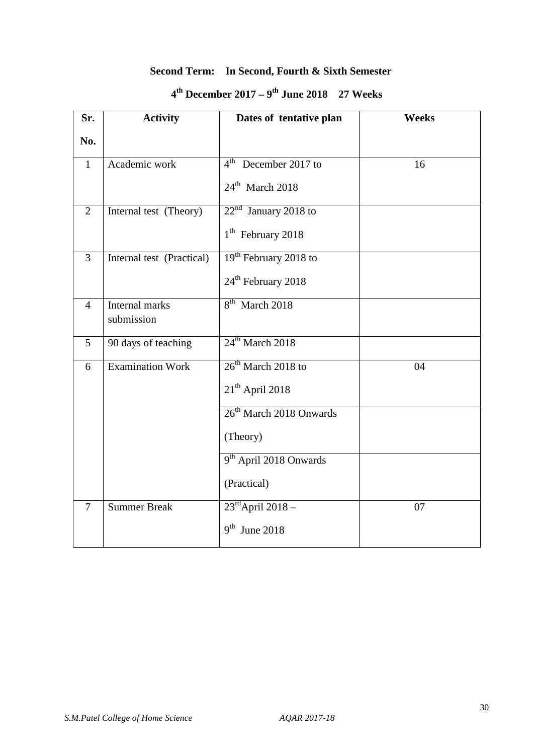**Second Term: In Second, Fourth & Sixth Semester**

**4th December 2017 – 9th June 2018 27 Weeks**

| Sr. No. | Activity | Dates of tentative plan | Weeks |
|---|---|---|---|
| 1 | Academic work | 4th December 2017 to 24th March 2018 | 16 |
| 2 | Internal test (Theory) | 22nd January 2018 to 1th February 2018 | |
| 3 | Internal test (Practical) | 19th February 2018 to 24th February 2018 | |
| 4 | Internal marks submission | 8th March 2018 | |
| 5 | 90 days of teaching | 24th March 2018 | |
| 6 | Examination Work | 26th March 2018 to 21th April 2018 | 04 |
| | | 26th March 2018 Onwards (Theory) | |
| | | 9th April 2018 Onwards (Practical) | |
| 7 | Summer Break | 23rd April 2018 – 9th June 2018 | 07 |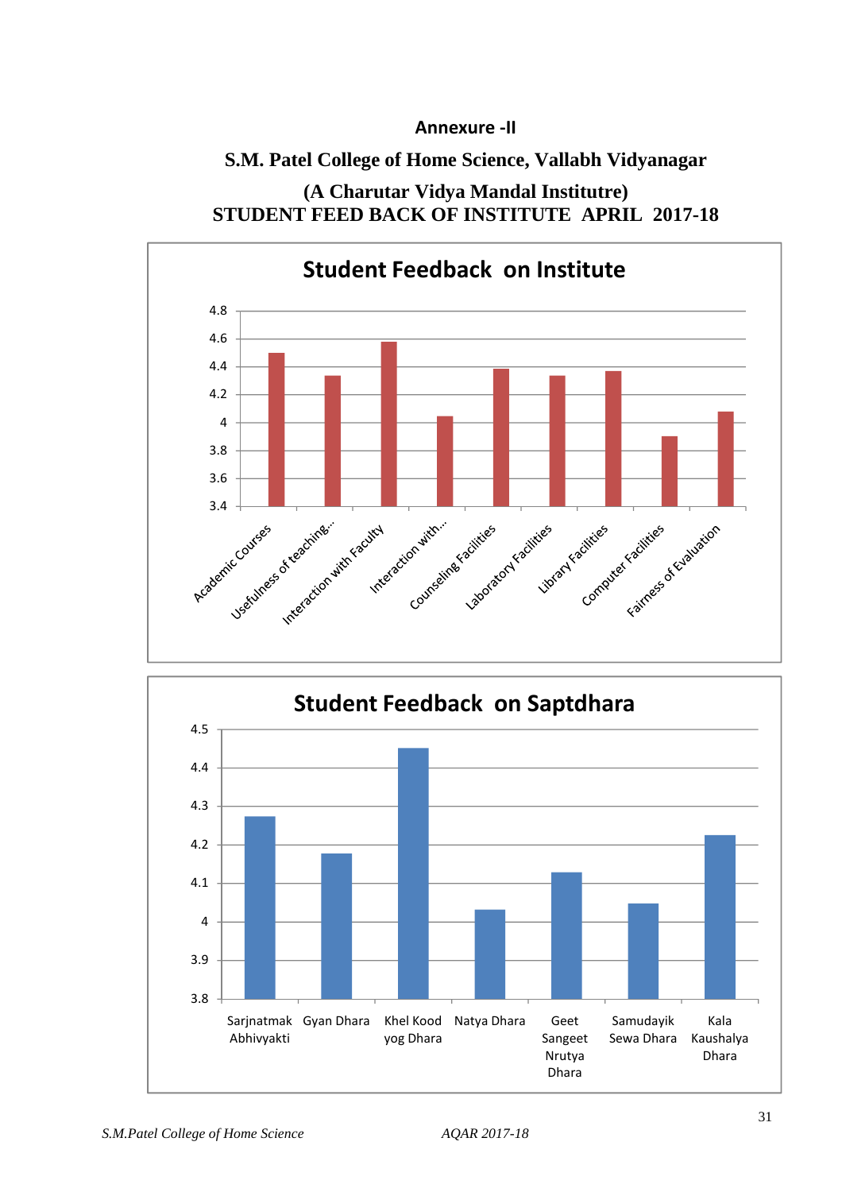**Annexure -II**

## S.M. Patel College of Home Science, Vallabh Vidyanagar

**(A Charutar Vidya Mandal Institutre)**
**STUDENT FEED BACK OF INSTITUTE APRIL 2017-18**

**Student Feedback on Institute**

4.8
4.6
4.4
4.2
4
3.8
3.6
3.4

Academic Courses | Usefulness of teaching... | Interaction with Faculty | Interaction with... | Counseling Facilities | Laboratory Facilities | Library Facilities | Computer Facilities | Fairness of Evaluation

**Student Feedback on Saptdhara**

4.5
4.4
4.3
4.2
4.1
4
3.9
3.8

Sarjnatmak Abhivyakti | Gyan Dhara | Khel Kood yog Dhara | Natya Dhara | Geet Sangeet Nrutya Dhara | Samudayik Sewa Dhara | Kala Kaushalya Dhara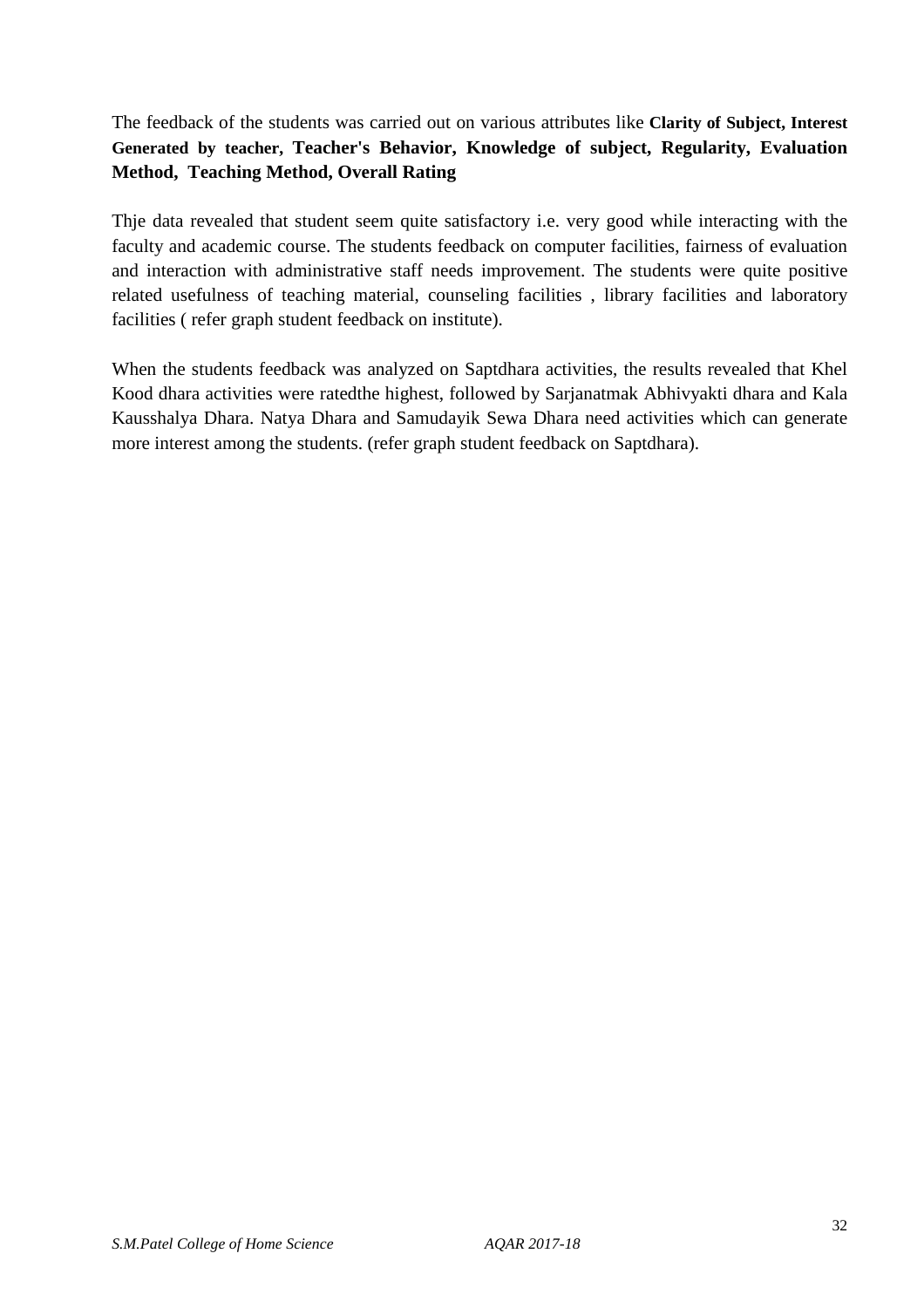The feedback of the students was carried out on various attributes like **Clarity of Subject, Interest Generated by teacher, Teacher's Behavior, Knowledge of subject, Regularity, Evaluation Method, Teaching Method, Overall Rating**

Thje data revealed that student seem quite satisfactory i.e. very good while interacting with the faculty and academic course. The students feedback on computer facilities, fairness of evaluation and interaction with administrative staff needs improvement. The students were quite positive related usefulness of teaching material, counseling facilities , library facilities and laboratory facilities ( refer graph student feedback on institute).

When the students feedback was analyzed on Saptdhara activities, the results revealed that Khel Kood dhara activities were ratedthe highest, followed by Sarjanatmak Abhivyakti dhara and Kala Kausshalya Dhara. Natya Dhara and Samudayik Sewa Dhara need activities which can generate more interest among the students. (refer graph student feedback on Saptdhara).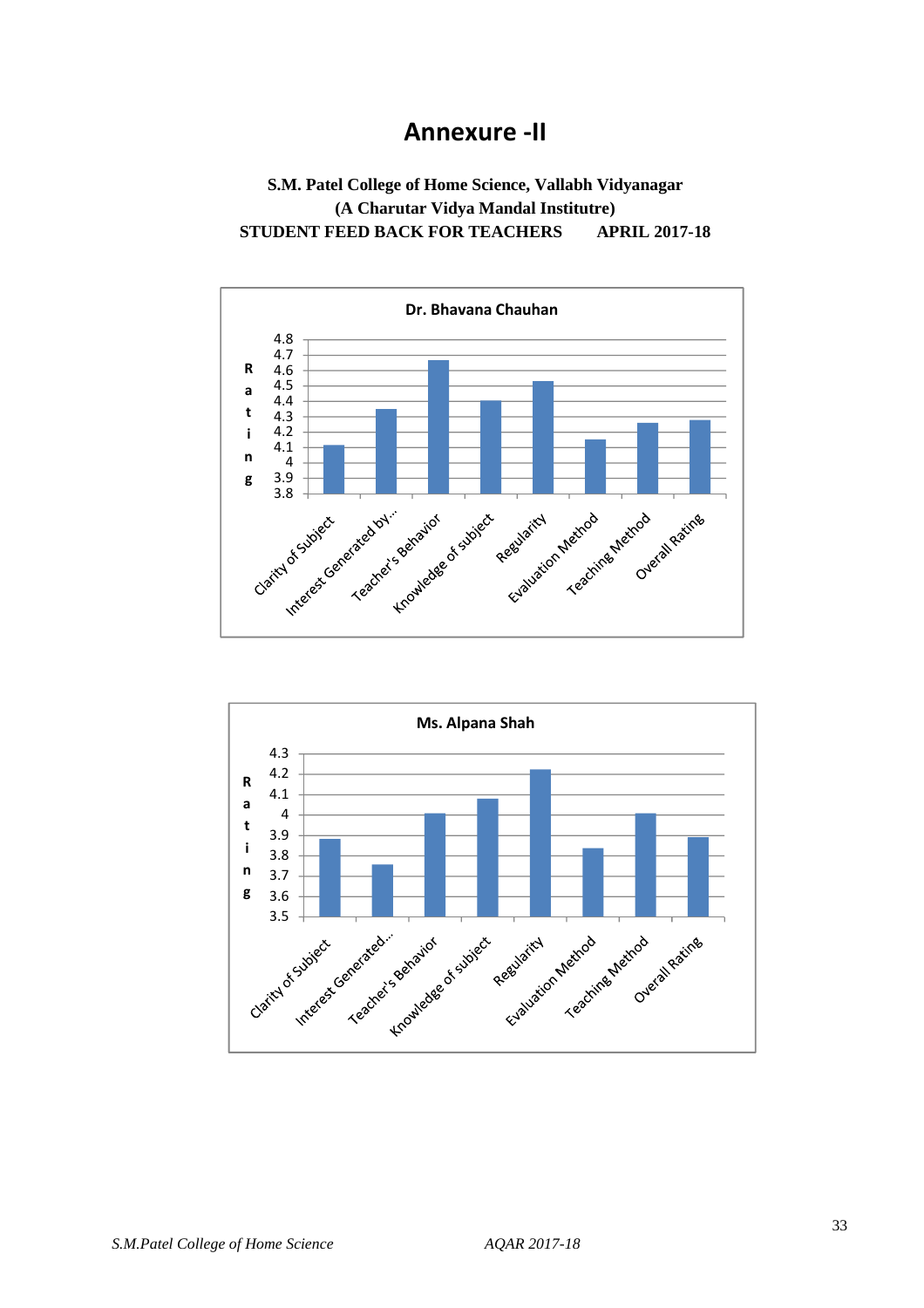# Annexure -II

**S.M. Patel College of Home Science, Vallabh Vidyanagar**
**(A Charutar Vidya Mandal Institutre)**
**STUDENT FEED BACK FOR TEACHERS APRIL 2017-18**

**Dr. Bhavana Chauhan**

Rating: 4.8, 4.7, 4.6, 4.5, 4.4, 4.3, 4.2, 4.1, 4, 3.9, 3.8

Clarity of Subject, Interest Generated by..., Teacher's Behavior, Knowledge of subject, Regularity, Evaluation Method, Teaching Method, Overall Rating

**Ms. Alpana Shah**

Rating: 4.3, 4.2, 4.1, 4, 3.9, 3.8, 3.7, 3.6, 3.5

Clarity of Subject, Interest Generated..., Teacher's Behavior, Knowledge of subject, Regularity, Evaluation Method, Teaching Method, Overall Rating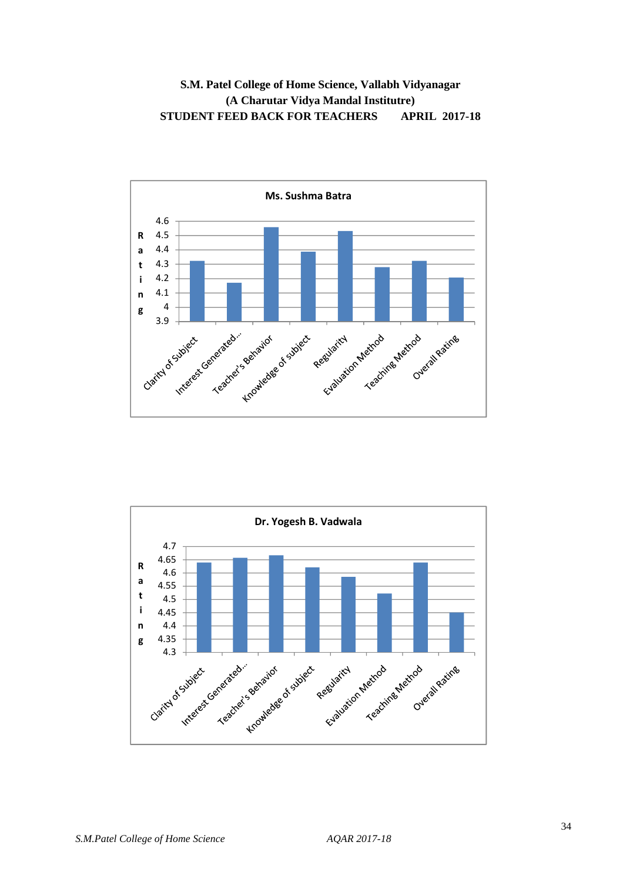**S.M. Patel College of Home Science, Vallabh Vidyanagar**
**(A Charutar Vidya Mandal Institutre)**
**STUDENT FEED BACK FOR TEACHERS APRIL 2017-18**

**Ms. Sushma Batra**

Rating axis: 3.9, 4, 4.1, 4.2, 4.3, 4.4, 4.5, 4.6

Categories: Clarity of Subject, Interest Generated..., Teacher's Behavior, Knowledge of subject, Regularity, Evaluation Method, Teaching Method, Overall Rating

**Dr. Yogesh B. Vadwala**

Rating axis: 4.3, 4.35, 4.4, 4.45, 4.5, 4.55, 4.6, 4.65, 4.7

Categories: Clarity of Subject, Interest Generated..., Teacher's Behavior, Knowledge of subject, Regularity, Evaluation Method, Teaching Method, Overall Rating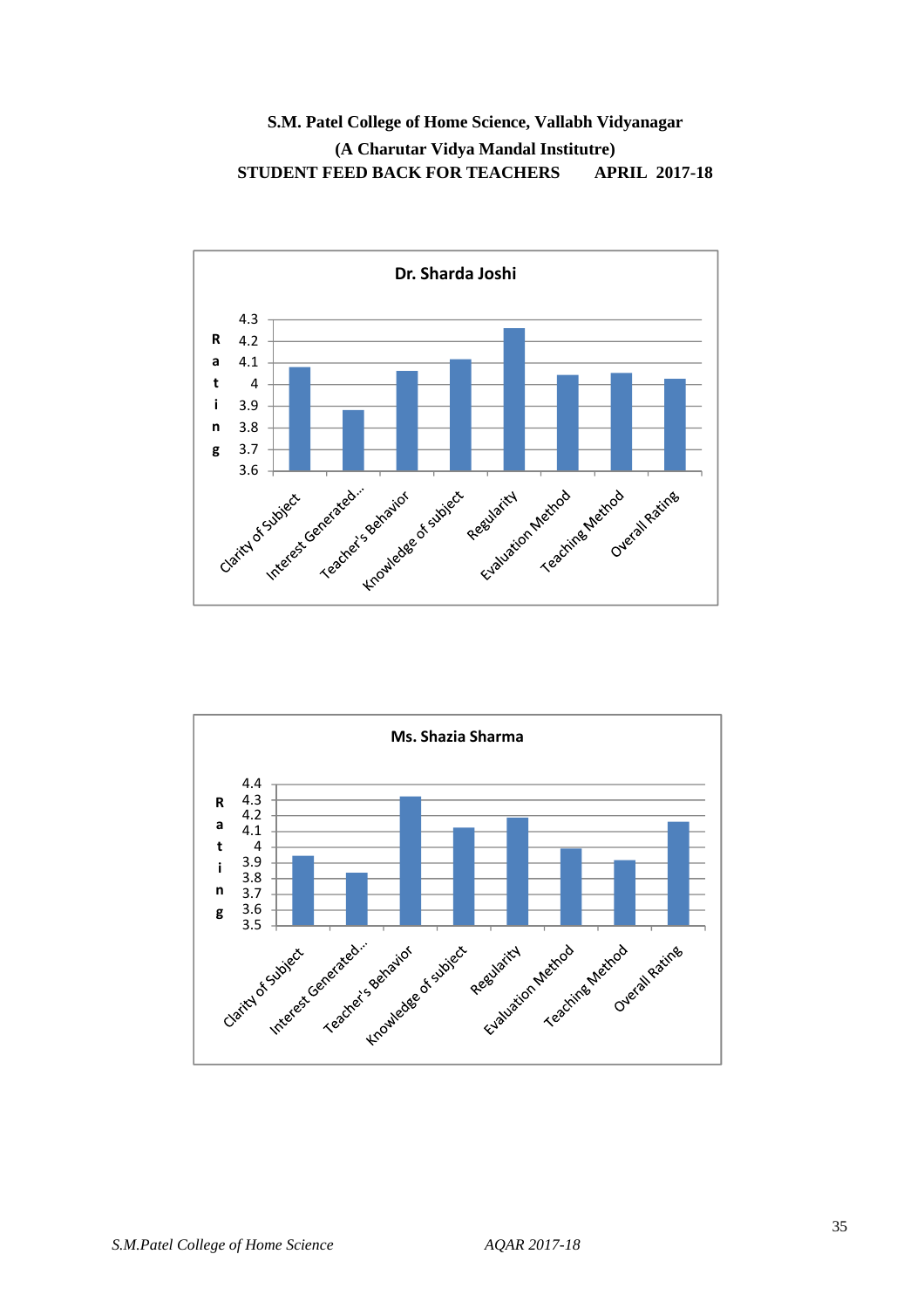**S.M. Patel College of Home Science, Vallabh Vidyanagar**

**(A Charutar Vidya Mandal Institutre)**

**STUDENT FEED BACK FOR TEACHERS APRIL 2017-18**

**Dr. Sharda Joshi**

Rating

4.3
4.2
4.1
4
3.9
3.8
3.7
3.6

Clarity of Subject, Interest Generated..., Teacher's Behavior, Knowledge of subject, Regularity, Evaluation Method, Teaching Method, Overall Rating

**Ms. Shazia Sharma**

Rating

4.4
4.3
4.2
4.1
4
3.9
3.8
3.7
3.6
3.5

Clarity of Subject, Interest Generated..., Teacher's Behavior, Knowledge of subject, Regularity, Evaluation Method, Teaching Method, Overall Rating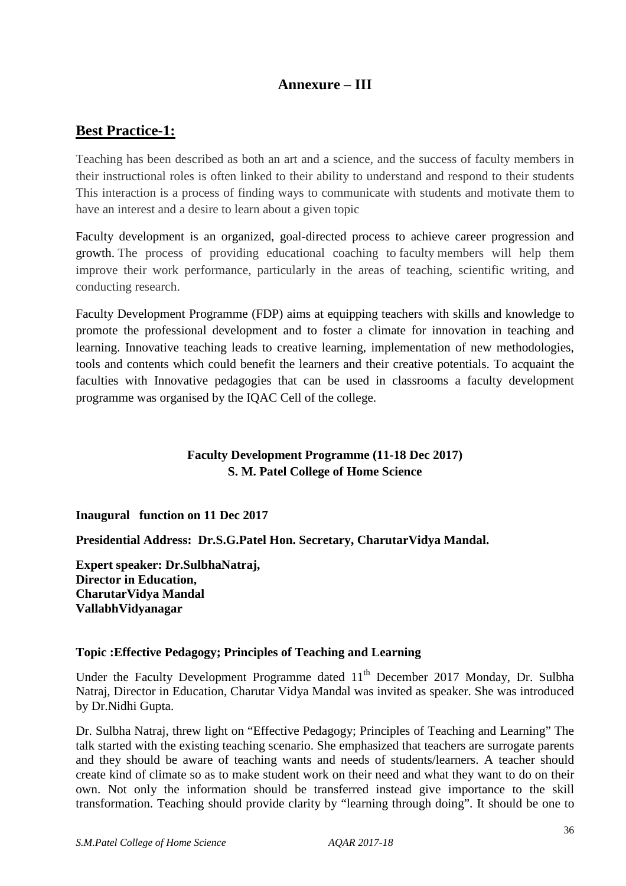## Annexure – III

## Best Practice-1:

Teaching has been described as both an art and a science, and the success of faculty members in their instructional roles is often linked to their ability to understand and respond to their students This interaction is a process of finding ways to communicate with students and motivate them to have an interest and a desire to learn about a given topic

Faculty development is an organized, goal-directed process to achieve career progression and growth. The process of providing educational coaching to faculty members will help them improve their work performance, particularly in the areas of teaching, scientific writing, and conducting research.

Faculty Development Programme (FDP) aims at equipping teachers with skills and knowledge to promote the professional development and to foster a climate for innovation in teaching and learning. Innovative teaching leads to creative learning, implementation of new methodologies, tools and contents which could benefit the learners and their creative potentials. To acquaint the faculties with Innovative pedagogies that can be used in classrooms a faculty development programme was organised by the IQAC Cell of the college.

**Faculty Development Programme (11-18 Dec 2017)**
**S. M. Patel College of Home Science**

**Inaugural function on 11 Dec 2017**

**Presidential Address: Dr.S.G.Patel Hon. Secretary, CharutarVidya Mandal.**

**Expert speaker: Dr.SulbhaNatraj,**
**Director in Education,**
**CharutarVidya Mandal**
**VallabhVidyanagar**

**Topic :Effective Pedagogy; Principles of Teaching and Learning**

Under the Faculty Development Programme dated 11th December 2017 Monday, Dr. Sulbha Natraj, Director in Education, Charutar Vidya Mandal was invited as speaker. She was introduced by Dr.Nidhi Gupta.

Dr. Sulbha Natraj, threw light on "Effective Pedagogy; Principles of Teaching and Learning" The talk started with the existing teaching scenario. She emphasized that teachers are surrogate parents and they should be aware of teaching wants and needs of students/learners. A teacher should create kind of climate so as to make student work on their need and what they want to do on their own. Not only the information should be transferred instead give importance to the skill transformation. Teaching should provide clarity by "learning through doing". It should be one to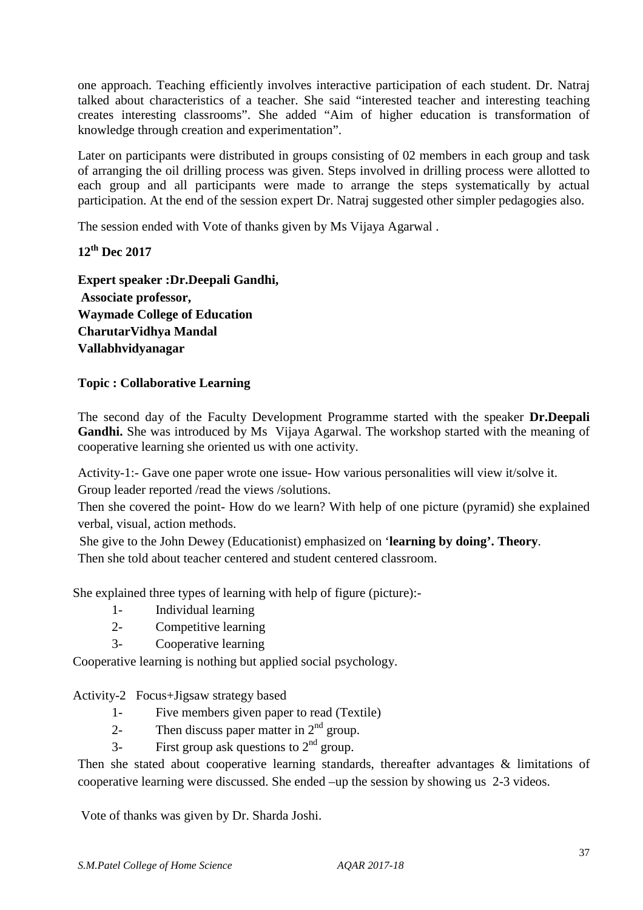one approach. Teaching efficiently involves interactive participation of each student. Dr. Natraj talked about characteristics of a teacher. She said "interested teacher and interesting teaching creates interesting classrooms". She added "Aim of higher education is transformation of knowledge through creation and experimentation".

Later on participants were distributed in groups consisting of 02 members in each group and task of arranging the oil drilling process was given. Steps involved in drilling process were allotted to each group and all participants were made to arrange the steps systematically by actual participation. At the end of the session expert Dr. Natraj suggested other simpler pedagogies also.

The session ended with Vote of thanks given by Ms Vijaya Agarwal .

**12th Dec 2017**

**Expert speaker :Dr.Deepali Gandhi,**
**Associate professor,**
**Waymade College of Education**
**CharutarVidhya Mandal**
**Vallabhvidyanagar**

**Topic : Collaborative Learning**

The second day of the Faculty Development Programme started with the speaker **Dr.Deepali Gandhi.** She was introduced by Ms Vijaya Agarwal. The workshop started with the meaning of cooperative learning she oriented us with one activity.

Activity-1:- Gave one paper wrote one issue- How various personalities will view it/solve it.
Group leader reported /read the views /solutions.
Then she covered the point- How do we learn? With help of one picture (pyramid) she explained verbal, visual, action methods.
She give to the John Dewey (Educationist) emphasized on '**learning by doing'. Theory**.
Then she told about teacher centered and student centered classroom.

She explained three types of learning with help of figure (picture):-

1- Individual learning
2- Competitive learning
3- Cooperative learning

Cooperative learning is nothing but applied social psychology.

Activity-2 Focus+Jigsaw strategy based

1- Five members given paper to read (Textile)
2- Then discuss paper matter in 2nd group.
3- First group ask questions to 2nd group.

Then she stated about cooperative learning standards, thereafter advantages & limitations of cooperative learning were discussed. She ended –up the session by showing us 2-3 videos.

Vote of thanks was given by Dr. Sharda Joshi.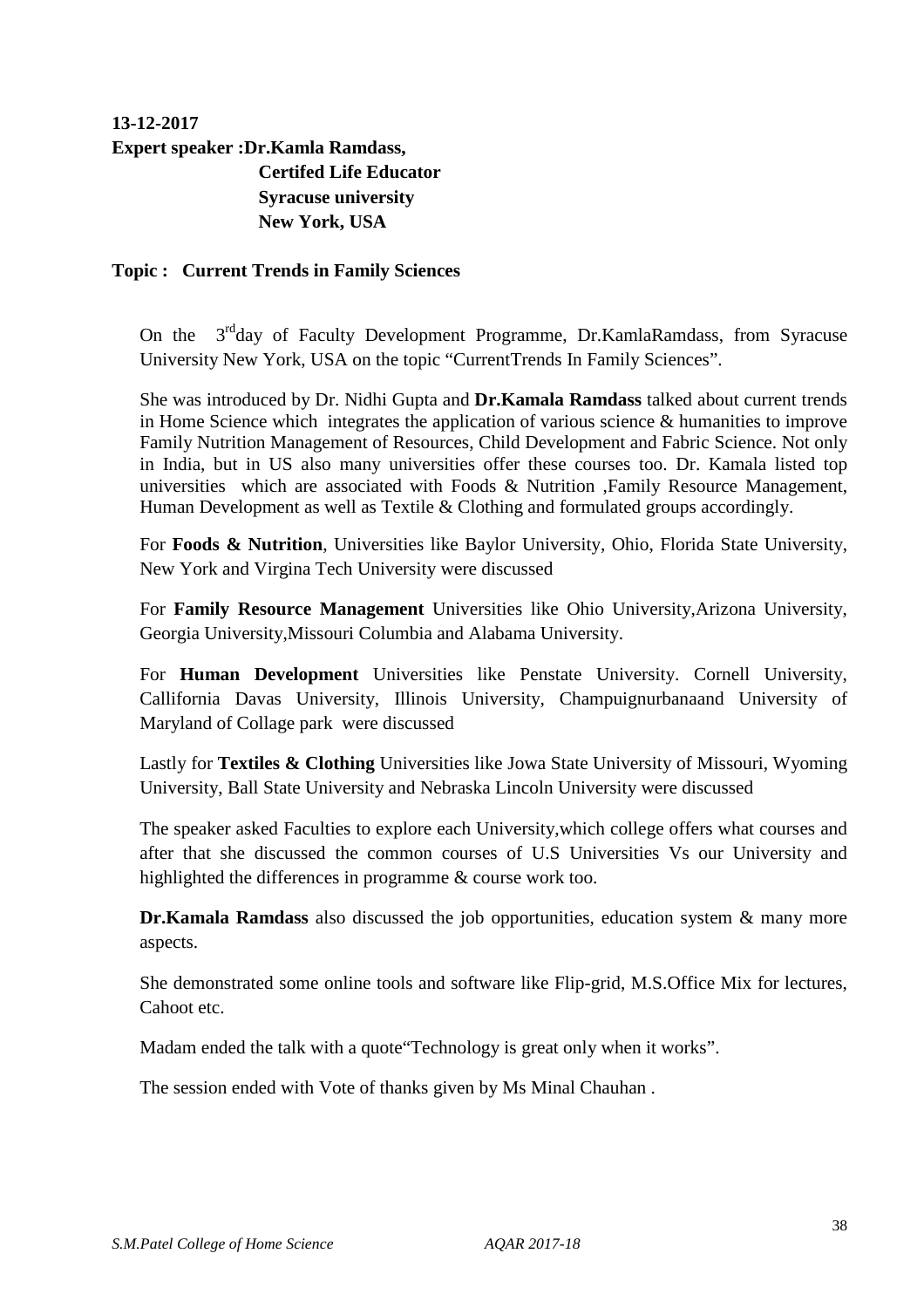**13-12-2017**
**Expert speaker :Dr.Kamla Ramdass,**
**Certifed Life Educator**
**Syracuse university**
**New York, USA**

**Topic : Current Trends in Family Sciences**

On the 3rd day of Faculty Development Programme, Dr.KamlaRamdass, from Syracuse University New York, USA on the topic "CurrentTrends In Family Sciences".

She was introduced by Dr. Nidhi Gupta and **Dr.Kamala Ramdass** talked about current trends in Home Science which integrates the application of various science & humanities to improve Family Nutrition Management of Resources, Child Development and Fabric Science. Not only in India, but in US also many universities offer these courses too. Dr. Kamala listed top universities which are associated with Foods & Nutrition ,Family Resource Management, Human Development as well as Textile & Clothing and formulated groups accordingly.

For **Foods & Nutrition**, Universities like Baylor University, Ohio, Florida State University, New York and Virgina Tech University were discussed

For **Family Resource Management** Universities like Ohio University,Arizona University, Georgia University,Missouri Columbia and Alabama University.

For **Human Development** Universities like Penstate University. Cornell University, Callifornia Davas University, Illinois University, Champuignurbanaand University of Maryland of Collage park were discussed

Lastly for **Textiles & Clothing** Universities like Jowa State University of Missouri, Wyoming University, Ball State University and Nebraska Lincoln University were discussed

The speaker asked Faculties to explore each University,which college offers what courses and after that she discussed the common courses of U.S Universities Vs our University and highlighted the differences in programme & course work too.

**Dr.Kamala Ramdass** also discussed the job opportunities, education system & many more aspects.

She demonstrated some online tools and software like Flip-grid, M.S.Office Mix for lectures, Cahoot etc.

Madam ended the talk with a quote"Technology is great only when it works".

The session ended with Vote of thanks given by Ms Minal Chauhan .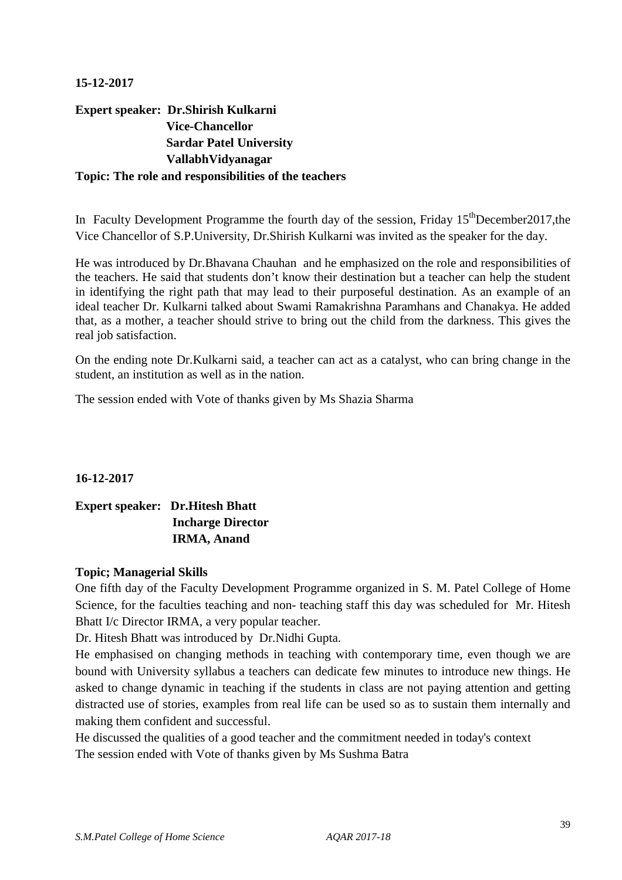**15-12-2017**

**Expert speaker: Dr.Shirish Kulkarni**
**Vice-Chancellor**
**Sardar Patel University**
**VallabhVidyanagar**

**Topic: The role and responsibilities of the teachers**

In Faculty Development Programme the fourth day of the session, Friday 15thDecember2017,the Vice Chancellor of S.P.University, Dr.Shirish Kulkarni was invited as the speaker for the day.

He was introduced by Dr.Bhavana Chauhan and he emphasized on the role and responsibilities of the teachers. He said that students don't know their destination but a teacher can help the student in identifying the right path that may lead to their purposeful destination. As an example of an ideal teacher Dr. Kulkarni talked about Swami Ramakrishna Paramhans and Chanakya. He added that, as a mother, a teacher should strive to bring out the child from the darkness. This gives the real job satisfaction.

On the ending note Dr.Kulkarni said, a teacher can act as a catalyst, who can bring change in the student, an institution as well as in the nation.

The session ended with Vote of thanks given by Ms Shazia Sharma

**16-12-2017**

**Expert speaker: Dr.Hitesh Bhatt**
**Incharge Director**
**IRMA, Anand**

**Topic; Managerial Skills**

One fifth day of the Faculty Development Programme organized in S. M. Patel College of Home Science, for the faculties teaching and non- teaching staff this day was scheduled for Mr. Hitesh Bhatt I/c Director IRMA, a very popular teacher.

Dr. Hitesh Bhatt was introduced by Dr.Nidhi Gupta.

He emphasised on changing methods in teaching with contemporary time, even though we are bound with University syllabus a teachers can dedicate few minutes to introduce new things. He asked to change dynamic in teaching if the students in class are not paying attention and getting distracted use of stories, examples from real life can be used so as to sustain them internally and making them confident and successful.

He discussed the qualities of a good teacher and the commitment needed in today's context

The session ended with Vote of thanks given by Ms Sushma Batra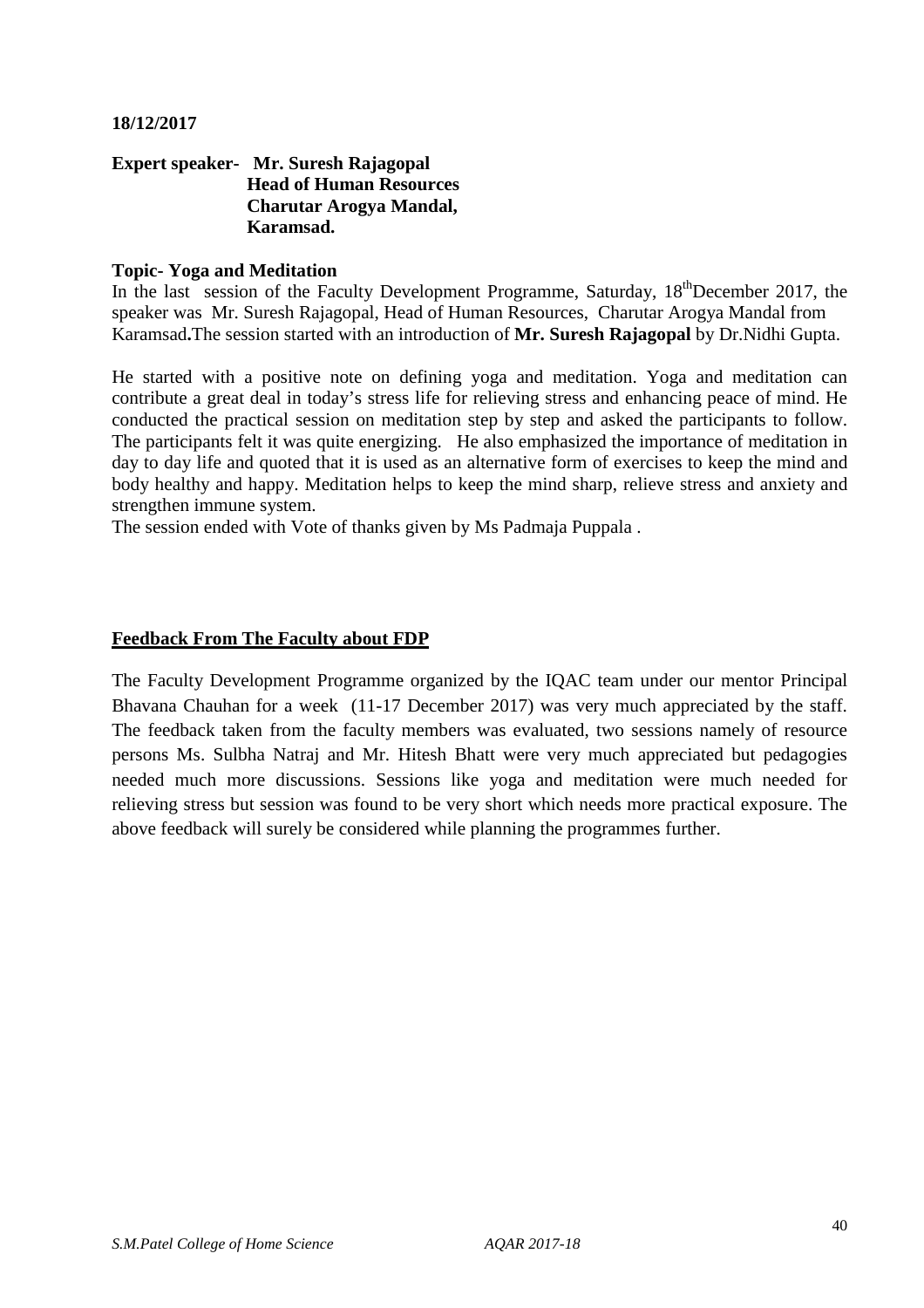**18/12/2017**

**Expert speaker- Mr. Suresh Rajagopal**
**Head of Human Resources**
**Charutar Arogya Mandal,**
**Karamsad.**

**Topic- Yoga and Meditation**

In the last session of the Faculty Development Programme, Saturday, 18th December 2017, the speaker was Mr. Suresh Rajagopal, Head of Human Resources, Charutar Arogya Mandal from Karamsad**.**The session started with an introduction of **Mr. Suresh Rajagopal** by Dr.Nidhi Gupta.

He started with a positive note on defining yoga and meditation. Yoga and meditation can contribute a great deal in today's stress life for relieving stress and enhancing peace of mind. He conducted the practical session on meditation step by step and asked the participants to follow. The participants felt it was quite energizing. He also emphasized the importance of meditation in day to day life and quoted that it is used as an alternative form of exercises to keep the mind and body healthy and happy. Meditation helps to keep the mind sharp, relieve stress and anxiety and strengthen immune system.

The session ended with Vote of thanks given by Ms Padmaja Puppala .

**<u>Feedback From The Faculty about FDP</u>**

The Faculty Development Programme organized by the IQAC team under our mentor Principal Bhavana Chauhan for a week (11-17 December 2017) was very much appreciated by the staff. The feedback taken from the faculty members was evaluated, two sessions namely of resource persons Ms. Sulbha Natraj and Mr. Hitesh Bhatt were very much appreciated but pedagogies needed much more discussions. Sessions like yoga and meditation were much needed for relieving stress but session was found to be very short which needs more practical exposure. The above feedback will surely be considered while planning the programmes further.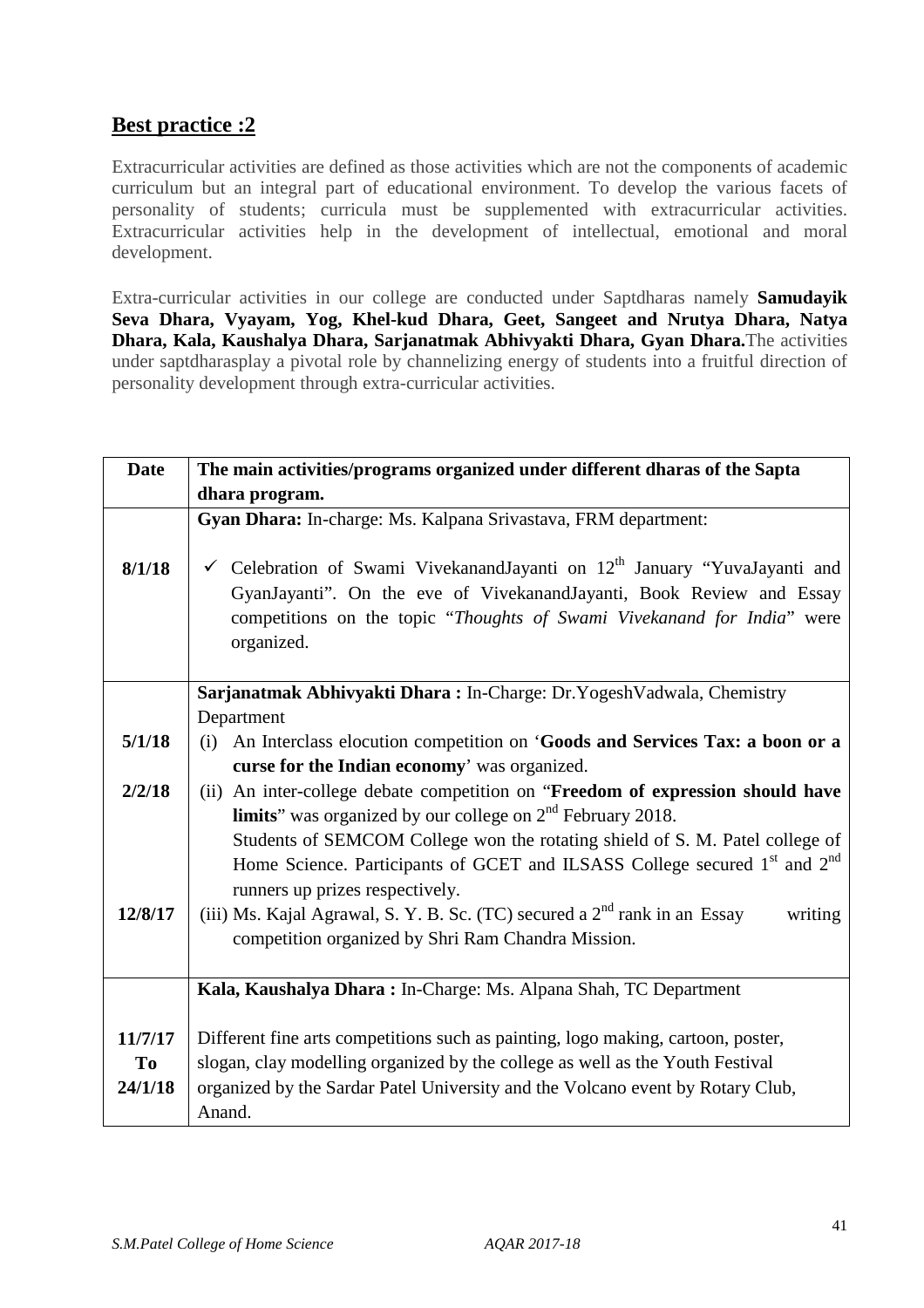## Best practice :2

Extracurricular activities are defined as those activities which are not the components of academic curriculum but an integral part of educational environment. To develop the various facets of personality of students; curricula must be supplemented with extracurricular activities. Extracurricular activities help in the development of intellectual, emotional and moral development.

Extra-curricular activities in our college are conducted under Saptdharas namely **Samudayik Seva Dhara, Vyayam, Yog, Khel-kud Dhara, Geet, Sangeet and Nrutya Dhara, Natya Dhara, Kala, Kaushalya Dhara, Sarjanatmak Abhivyakti Dhara, Gyan Dhara.**The activities under saptdharasplay a pivotal role by channelizing energy of students into a fruitful direction of personality development through extra-curricular activities.

| Date | The main activities/programs organized under different dharas of the Sapta dhara program. |
|---|---|
| | **Gyan Dhara:** In-charge: Ms. Kalpana Srivastava, FRM department: |
| 8/1/18 | ✓ Celebration of Swami VivekanandJayanti on 12th January "YuvaJayanti and GyanJayanti". On the eve of VivekanandJayanti, Book Review and Essay competitions on the topic "*Thoughts of Swami Vivekanand for India*" were organized. |
| | **Sarjanatmak Abhivyakti Dhara :** In-Charge: Dr.YogeshVadwala, Chemistry Department |
| 5/1/18 | (i) An Interclass elocution competition on '**Goods and Services Tax: a boon or a curse for the Indian economy**' was organized. |
| 2/2/18 | (ii) An inter-college debate competition on "**Freedom of expression should have limits**" was organized by our college on 2nd February 2018. Students of SEMCOM College won the rotating shield of S. M. Patel college of Home Science. Participants of GCET and ILSASS College secured 1st and 2nd runners up prizes respectively. |
| 12/8/17 | (iii) Ms. Kajal Agrawal, S. Y. B. Sc. (TC) secured a 2nd rank in an Essay writing competition organized by Shri Ram Chandra Mission. |
| | **Kala, Kaushalya Dhara :** In-Charge: Ms. Alpana Shah, TC Department |
| 11/7/17 To 24/1/18 | Different fine arts competitions such as painting, logo making, cartoon, poster, slogan, clay modelling organized by the college as well as the Youth Festival organized by the Sardar Patel University and the Volcano event by Rotary Club, Anand. |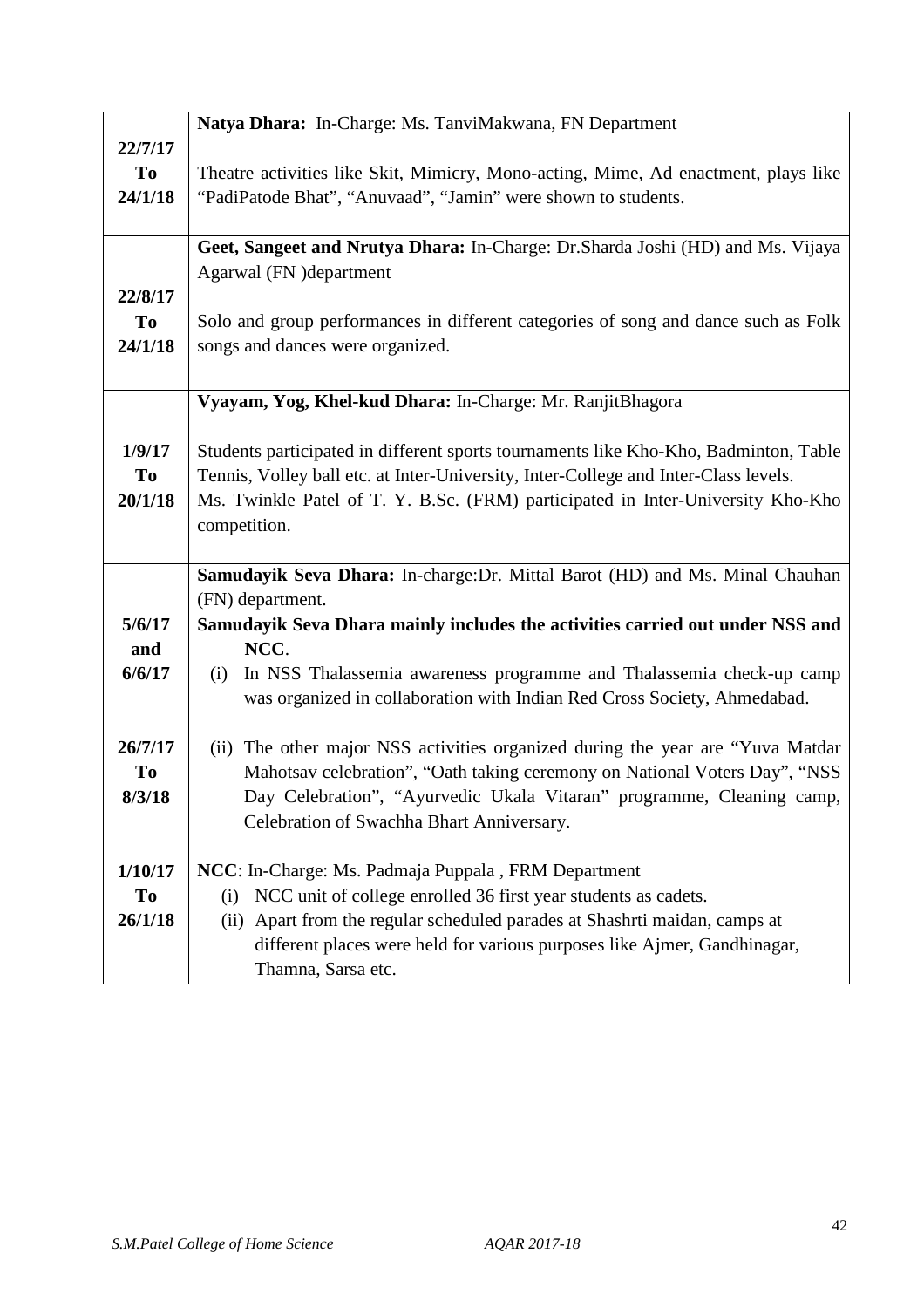| | |
|---|---|
| 22/7/17 To 24/1/18 | **Natya Dhara:** In-Charge: Ms. TanviMakwana, FN Department<br><br>Theatre activities like Skit, Mimicry, Mono-acting, Mime, Ad enactment, plays like "PadiPatode Bhat", "Anuvaad", "Jamin" were shown to students. |
| 22/8/17 To 24/1/18 | **Geet, Sangeet and Nrutya Dhara:** In-Charge: Dr.Sharda Joshi (HD) and Ms. Vijaya Agarwal (FN )department<br><br>Solo and group performances in different categories of song and dance such as Folk songs and dances were organized. |
| 1/9/17 To 20/1/18 | **Vyayam, Yog, Khel-kud Dhara:** In-Charge: Mr. RanjitBhagora<br><br>Students participated in different sports tournaments like Kho-Kho, Badminton, Table Tennis, Volley ball etc. at Inter-University, Inter-College and Inter-Class levels.<br>Ms. Twinkle Patel of T. Y. B.Sc. (FRM) participated in Inter-University Kho-Kho competition. |
| 5/6/17 and 6/6/17<br><br>26/7/17 To 8/3/18<br><br>1/10/17 To 26/1/18 | **Samudayik Seva Dhara:** In-charge:Dr. Mittal Barot (HD) and Ms. Minal Chauhan (FN) department.<br>**Samudayik Seva Dhara mainly includes the activities carried out under NSS and NCC**.<br>(i) In NSS Thalassemia awareness programme and Thalassemia check-up camp was organized in collaboration with Indian Red Cross Society, Ahmedabad.<br><br>(ii) The other major NSS activities organized during the year are "Yuva Matdar Mahotsav celebration", "Oath taking ceremony on National Voters Day", "NSS Day Celebration", "Ayurvedic Ukala Vitaran" programme, Cleaning camp, Celebration of Swachha Bhart Anniversary.<br><br>**NCC**: In-Charge: Ms. Padmaja Puppala , FRM Department<br>(i) NCC unit of college enrolled 36 first year students as cadets.<br>(ii) Apart from the regular scheduled parades at Shashrti maidan, camps at different places were held for various purposes like Ajmer, Gandhinagar, Thamna, Sarsa etc. |